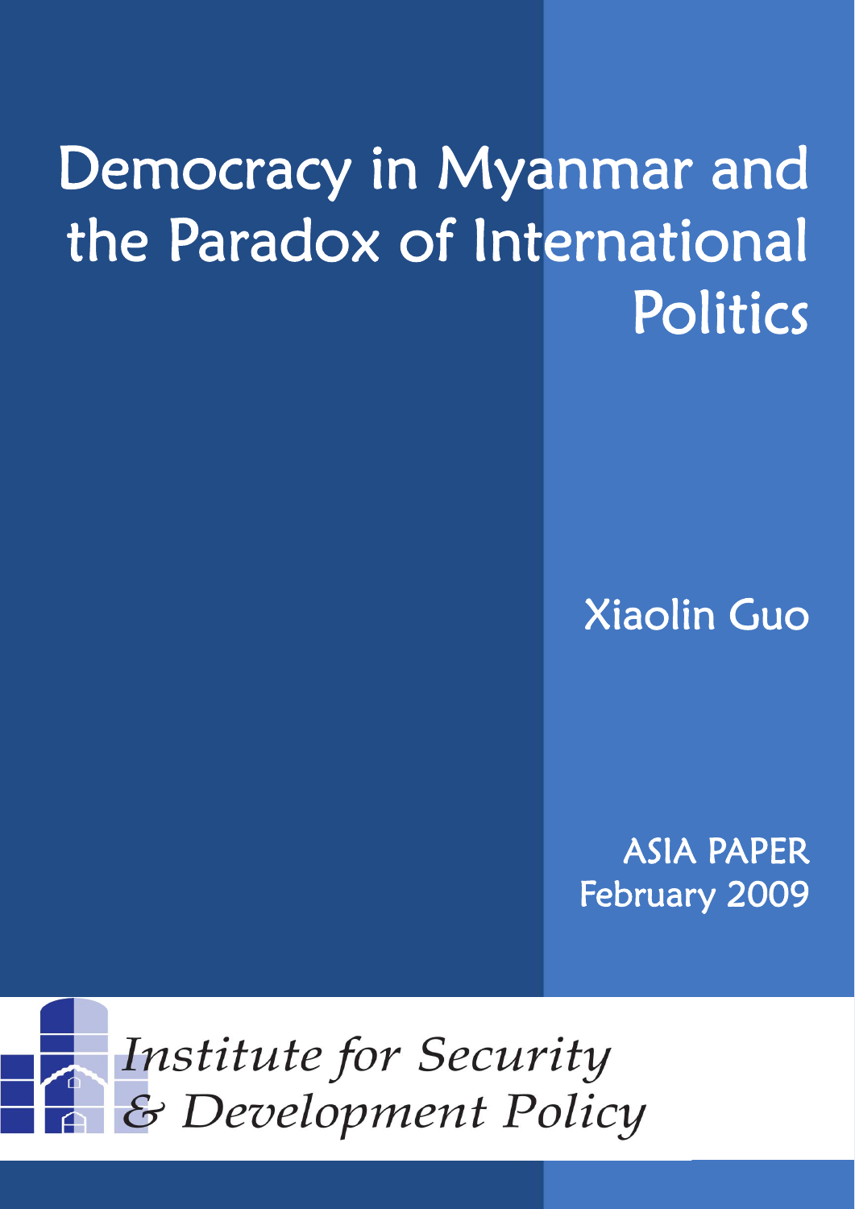# Democracy in Myanmar and the Paradox of International Politics

Xiaolin Guo

ASIA PAPER
February 2009

*Institute for Security & Development Policy*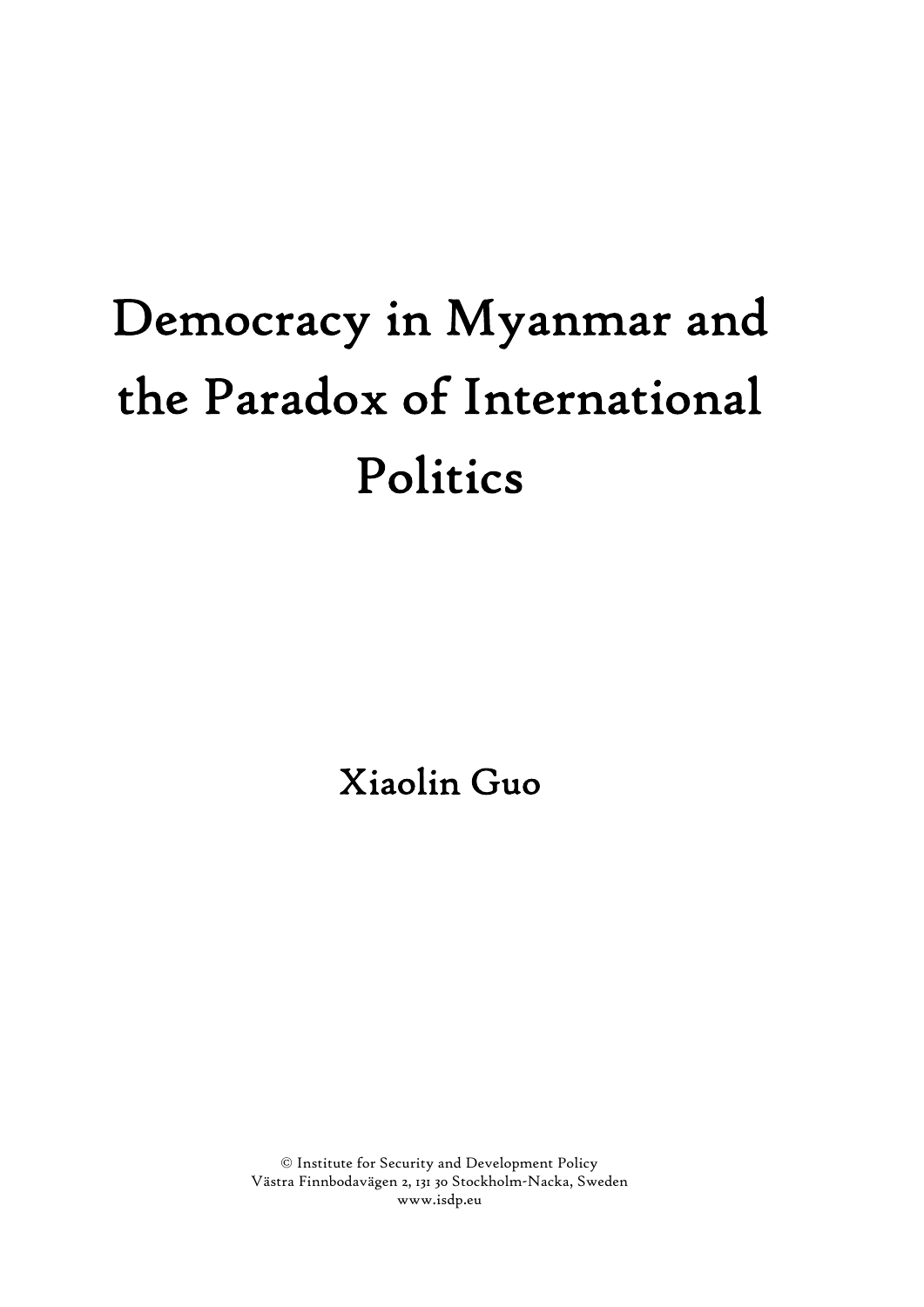# Democracy in Myanmar and the Paradox of International Politics

Xiaolin Guo

© Institute for Security and Development Policy
Västra Finnbodavägen 2, 131 30 Stockholm-Nacka, Sweden
www.isdp.eu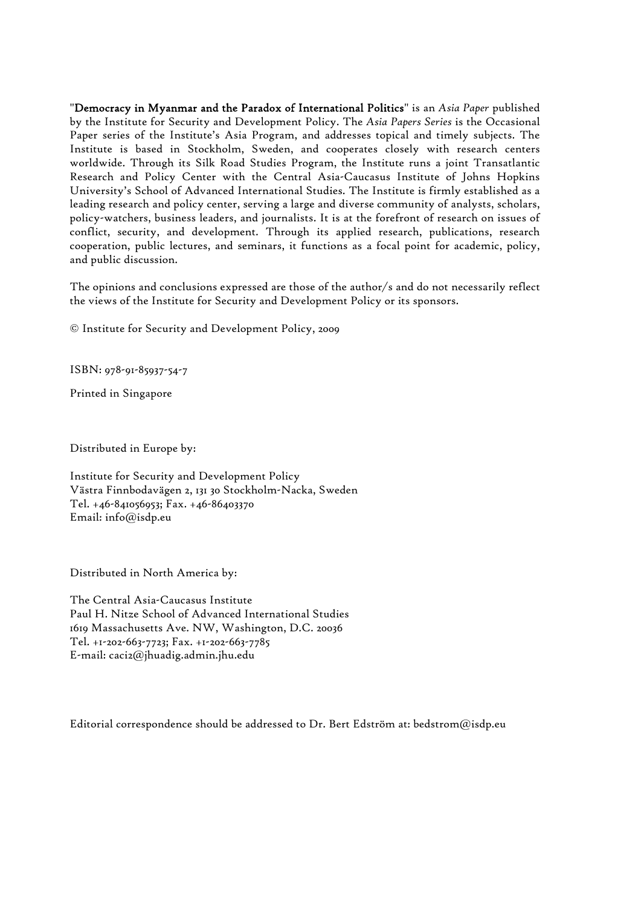"**Democracy in Myanmar and the Paradox of International Politics**" is an *Asia Paper* published by the Institute for Security and Development Policy. The *Asia Papers Series* is the Occasional Paper series of the Institute's Asia Program, and addresses topical and timely subjects. The Institute is based in Stockholm, Sweden, and cooperates closely with research centers worldwide. Through its Silk Road Studies Program, the Institute runs a joint Transatlantic Research and Policy Center with the Central Asia-Caucasus Institute of Johns Hopkins University's School of Advanced International Studies. The Institute is firmly established as a leading research and policy center, serving a large and diverse community of analysts, scholars, policy-watchers, business leaders, and journalists. It is at the forefront of research on issues of conflict, security, and development. Through its applied research, publications, research cooperation, public lectures, and seminars, it functions as a focal point for academic, policy, and public discussion.

The opinions and conclusions expressed are those of the author/s and do not necessarily reflect the views of the Institute for Security and Development Policy or its sponsors.

© Institute for Security and Development Policy, 2009

ISBN: 978-91-85937-54-7

Printed in Singapore

Distributed in Europe by:

Institute for Security and Development Policy
Västra Finnbodavägen 2, 131 30 Stockholm-Nacka, Sweden
Tel. +46-841056953; Fax. +46-86403370
Email: info@isdp.eu

Distributed in North America by:

The Central Asia-Caucasus Institute
Paul H. Nitze School of Advanced International Studies
1619 Massachusetts Ave. NW, Washington, D.C. 20036
Tel. +1-202-663-7723; Fax. +1-202-663-7785
E-mail: caci2@jhuadig.admin.jhu.edu

Editorial correspondence should be addressed to Dr. Bert Edström at: bedstrom@isdp.eu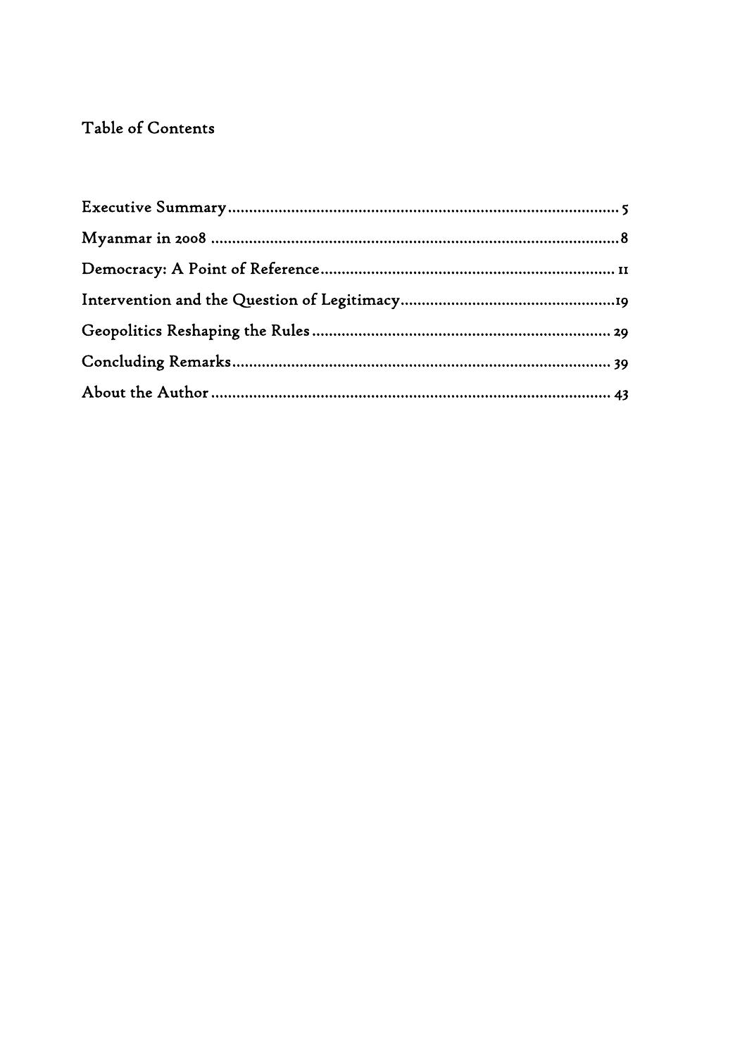# Table of Contents

Executive Summary ..... 5

Myanmar in 2008 ..... 8

Democracy: A Point of Reference ..... 11

Intervention and the Question of Legitimacy ..... 19

Geopolitics Reshaping the Rules ..... 29

Concluding Remarks ..... 39

About the Author ..... 43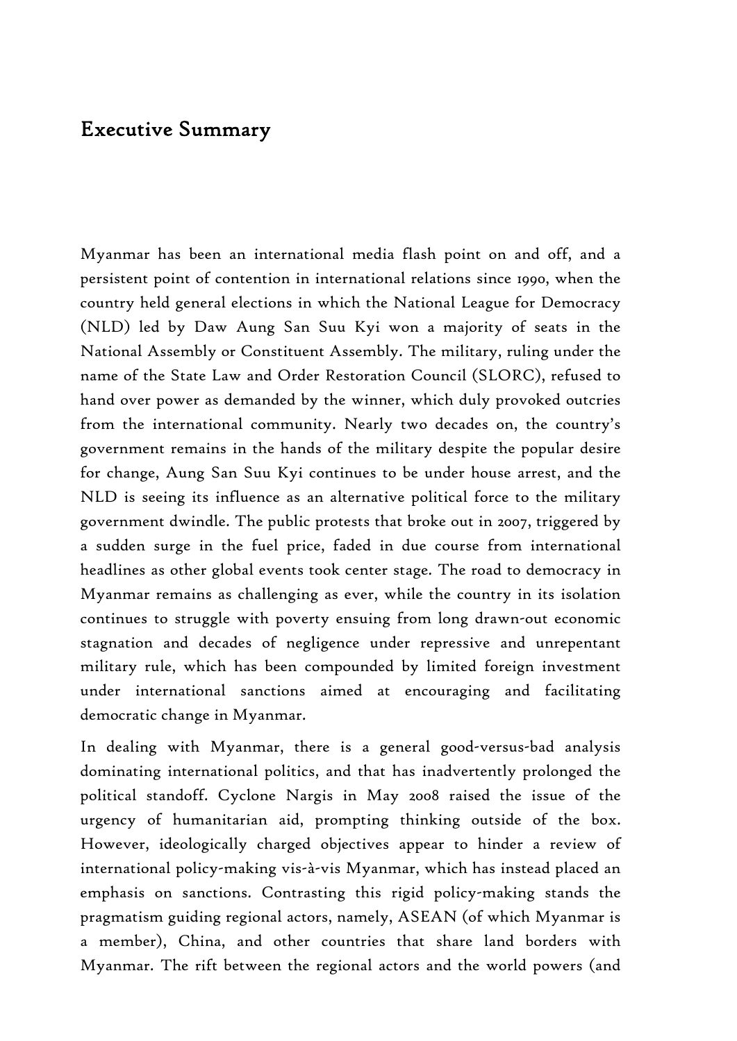# Executive Summary

Myanmar has been an international media flash point on and off, and a persistent point of contention in international relations since 1990, when the country held general elections in which the National League for Democracy (NLD) led by Daw Aung San Suu Kyi won a majority of seats in the National Assembly or Constituent Assembly. The military, ruling under the name of the State Law and Order Restoration Council (SLORC), refused to hand over power as demanded by the winner, which duly provoked outcries from the international community. Nearly two decades on, the country's government remains in the hands of the military despite the popular desire for change, Aung San Suu Kyi continues to be under house arrest, and the NLD is seeing its influence as an alternative political force to the military government dwindle. The public protests that broke out in 2007, triggered by a sudden surge in the fuel price, faded in due course from international headlines as other global events took center stage. The road to democracy in Myanmar remains as challenging as ever, while the country in its isolation continues to struggle with poverty ensuing from long drawn-out economic stagnation and decades of negligence under repressive and unrepentant military rule, which has been compounded by limited foreign investment under international sanctions aimed at encouraging and facilitating democratic change in Myanmar.

In dealing with Myanmar, there is a general good-versus-bad analysis dominating international politics, and that has inadvertently prolonged the political standoff. Cyclone Nargis in May 2008 raised the issue of the urgency of humanitarian aid, prompting thinking outside of the box. However, ideologically charged objectives appear to hinder a review of international policy-making vis-à-vis Myanmar, which has instead placed an emphasis on sanctions. Contrasting this rigid policy-making stands the pragmatism guiding regional actors, namely, ASEAN (of which Myanmar is a member), China, and other countries that share land borders with Myanmar. The rift between the regional actors and the world powers (and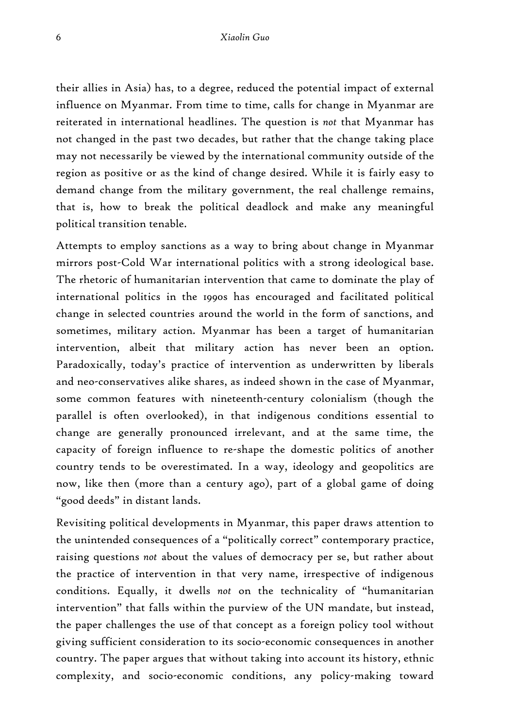their allies in Asia) has, to a degree, reduced the potential impact of external influence on Myanmar. From time to time, calls for change in Myanmar are reiterated in international headlines. The question is *not* that Myanmar has not changed in the past two decades, but rather that the change taking place may not necessarily be viewed by the international community outside of the region as positive or as the kind of change desired. While it is fairly easy to demand change from the military government, the real challenge remains, that is, how to break the political deadlock and make any meaningful political transition tenable.

Attempts to employ sanctions as a way to bring about change in Myanmar mirrors post-Cold War international politics with a strong ideological base. The rhetoric of humanitarian intervention that came to dominate the play of international politics in the 1990s has encouraged and facilitated political change in selected countries around the world in the form of sanctions, and sometimes, military action. Myanmar has been a target of humanitarian intervention, albeit that military action has never been an option. Paradoxically, today's practice of intervention as underwritten by liberals and neo-conservatives alike shares, as indeed shown in the case of Myanmar, some common features with nineteenth-century colonialism (though the parallel is often overlooked), in that indigenous conditions essential to change are generally pronounced irrelevant, and at the same time, the capacity of foreign influence to re-shape the domestic politics of another country tends to be overestimated. In a way, ideology and geopolitics are now, like then (more than a century ago), part of a global game of doing "good deeds" in distant lands.

Revisiting political developments in Myanmar, this paper draws attention to the unintended consequences of a "politically correct" contemporary practice, raising questions *not* about the values of democracy per se, but rather about the practice of intervention in that very name, irrespective of indigenous conditions. Equally, it dwells *not* on the technicality of "humanitarian intervention" that falls within the purview of the UN mandate, but instead, the paper challenges the use of that concept as a foreign policy tool without giving sufficient consideration to its socio-economic consequences in another country. The paper argues that without taking into account its history, ethnic complexity, and socio-economic conditions, any policy-making toward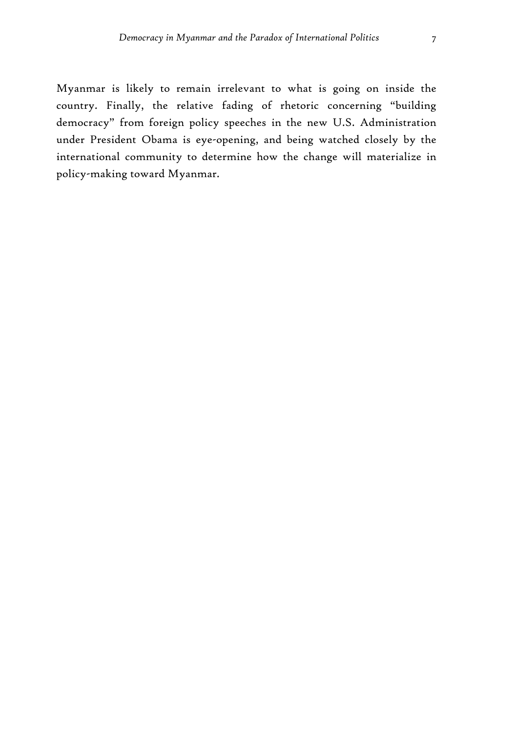Myanmar is likely to remain irrelevant to what is going on inside the country. Finally, the relative fading of rhetoric concerning "building democracy" from foreign policy speeches in the new U.S. Administration under President Obama is eye-opening, and being watched closely by the international community to determine how the change will materialize in policy-making toward Myanmar.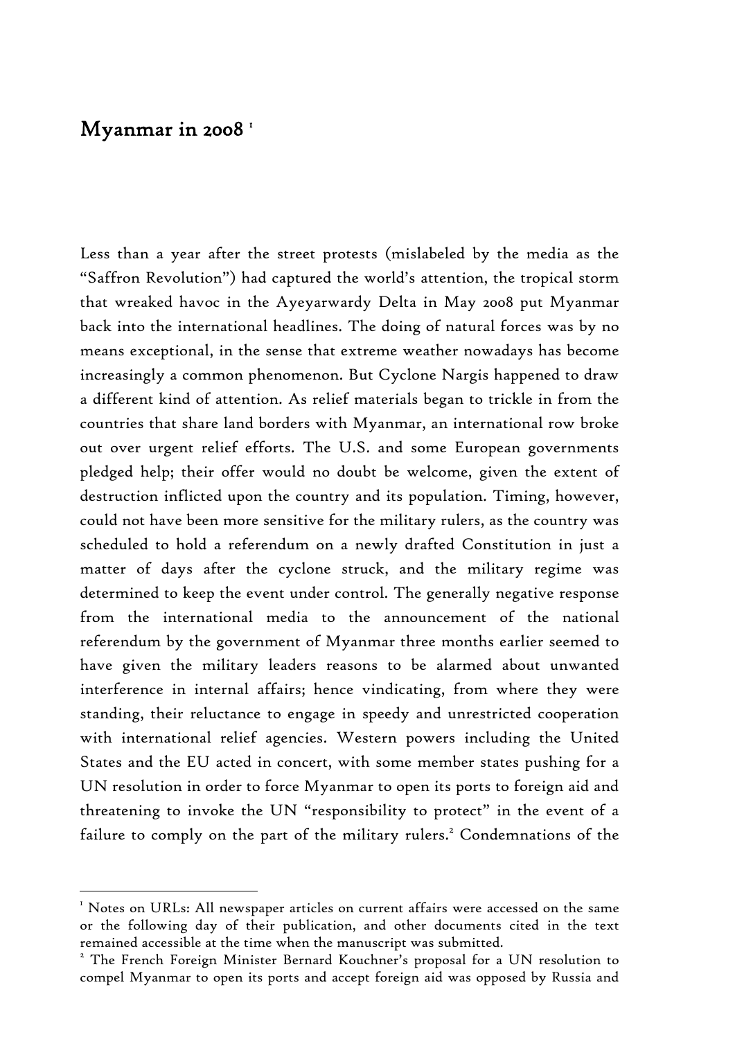# Myanmar in 2008 [1]

Less than a year after the street protests (mislabeled by the media as the "Saffron Revolution") had captured the world's attention, the tropical storm that wreaked havoc in the Ayeyarwardy Delta in May 2008 put Myanmar back into the international headlines. The doing of natural forces was by no means exceptional, in the sense that extreme weather nowadays has become increasingly a common phenomenon. But Cyclone Nargis happened to draw a different kind of attention. As relief materials began to trickle in from the countries that share land borders with Myanmar, an international row broke out over urgent relief efforts. The U.S. and some European governments pledged help; their offer would no doubt be welcome, given the extent of destruction inflicted upon the country and its population. Timing, however, could not have been more sensitive for the military rulers, as the country was scheduled to hold a referendum on a newly drafted Constitution in just a matter of days after the cyclone struck, and the military regime was determined to keep the event under control. The generally negative response from the international media to the announcement of the national referendum by the government of Myanmar three months earlier seemed to have given the military leaders reasons to be alarmed about unwanted interference in internal affairs; hence vindicating, from where they were standing, their reluctance to engage in speedy and unrestricted cooperation with international relief agencies. Western powers including the United States and the EU acted in concert, with some member states pushing for a UN resolution in order to force Myanmar to open its ports to foreign aid and threatening to invoke the UN "responsibility to protect" in the event of a failure to comply on the part of the military rulers.[2] Condemnations of the

[1] Notes on URLs: All newspaper articles on current affairs were accessed on the same or the following day of their publication, and other documents cited in the text remained accessible at the time when the manuscript was submitted.

[2] The French Foreign Minister Bernard Kouchner's proposal for a UN resolution to compel Myanmar to open its ports and accept foreign aid was opposed by Russia and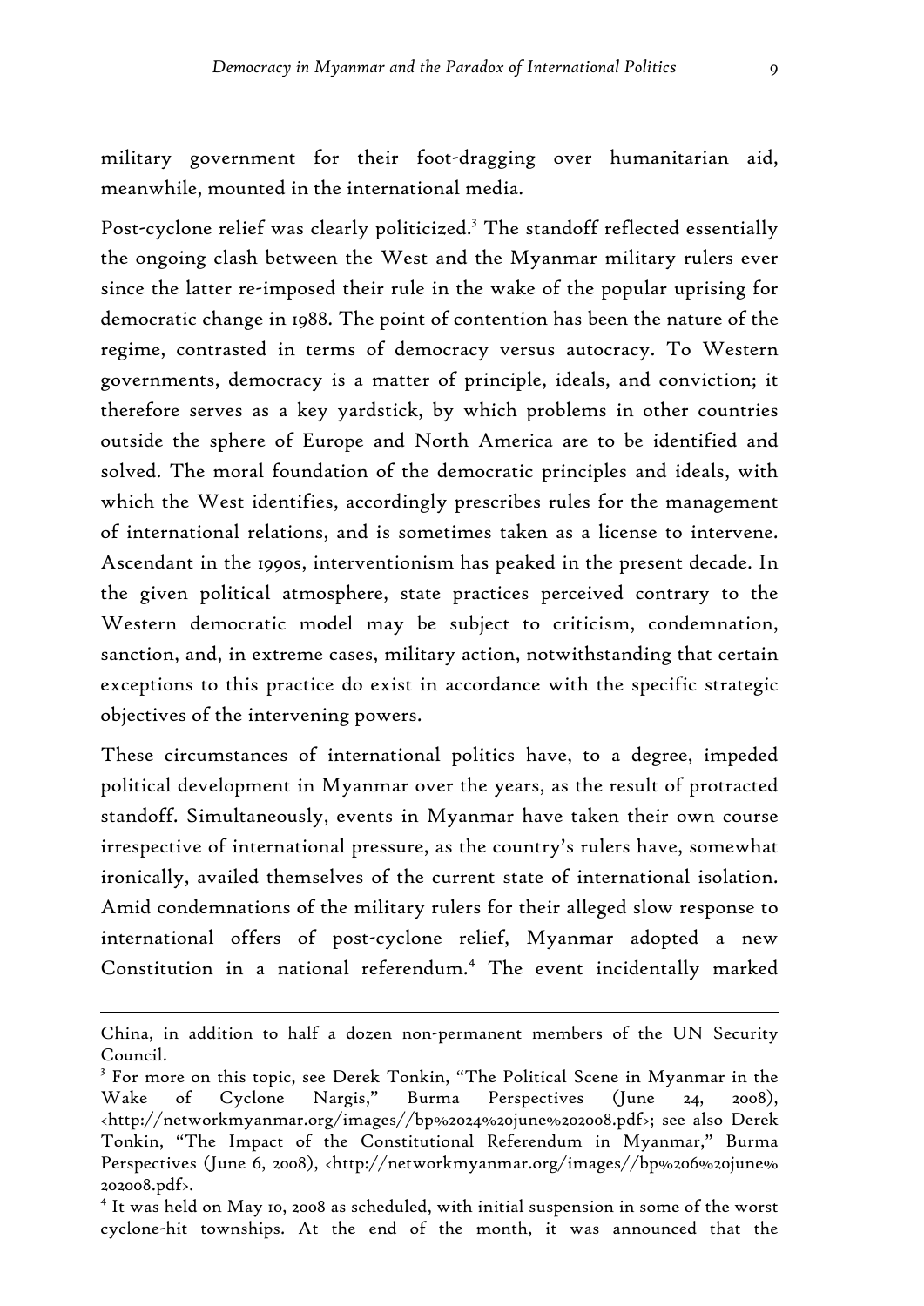military government for their foot-dragging over humanitarian aid, meanwhile, mounted in the international media.

Post-cyclone relief was clearly politicized.[3] The standoff reflected essentially the ongoing clash between the West and the Myanmar military rulers ever since the latter re-imposed their rule in the wake of the popular uprising for democratic change in 1988. The point of contention has been the nature of the regime, contrasted in terms of democracy versus autocracy. To Western governments, democracy is a matter of principle, ideals, and conviction; it therefore serves as a key yardstick, by which problems in other countries outside the sphere of Europe and North America are to be identified and solved. The moral foundation of the democratic principles and ideals, with which the West identifies, accordingly prescribes rules for the management of international relations, and is sometimes taken as a license to intervene. Ascendant in the 1990s, interventionism has peaked in the present decade. In the given political atmosphere, state practices perceived contrary to the Western democratic model may be subject to criticism, condemnation, sanction, and, in extreme cases, military action, notwithstanding that certain exceptions to this practice do exist in accordance with the specific strategic objectives of the intervening powers.

These circumstances of international politics have, to a degree, impeded political development in Myanmar over the years, as the result of protracted standoff. Simultaneously, events in Myanmar have taken their own course irrespective of international pressure, as the country's rulers have, somewhat ironically, availed themselves of the current state of international isolation. Amid condemnations of the military rulers for their alleged slow response to international offers of post-cyclone relief, Myanmar adopted a new Constitution in a national referendum.[4] The event incidentally marked

---

China, in addition to half a dozen non-permanent members of the UN Security Council.

[3] For more on this topic, see Derek Tonkin, "The Political Scene in Myanmar in the Wake of Cyclone Nargis," Burma Perspectives (June 24, 2008), <http://networkmyanmar.org/images//bp%2024%20june%202008.pdf>; see also Derek Tonkin, "The Impact of the Constitutional Referendum in Myanmar," Burma Perspectives (June 6, 2008), <http://networkmyanmar.org/images//bp%206%20june%202008.pdf>.

[4] It was held on May 10, 2008 as scheduled, with initial suspension in some of the worst cyclone-hit townships. At the end of the month, it was announced that the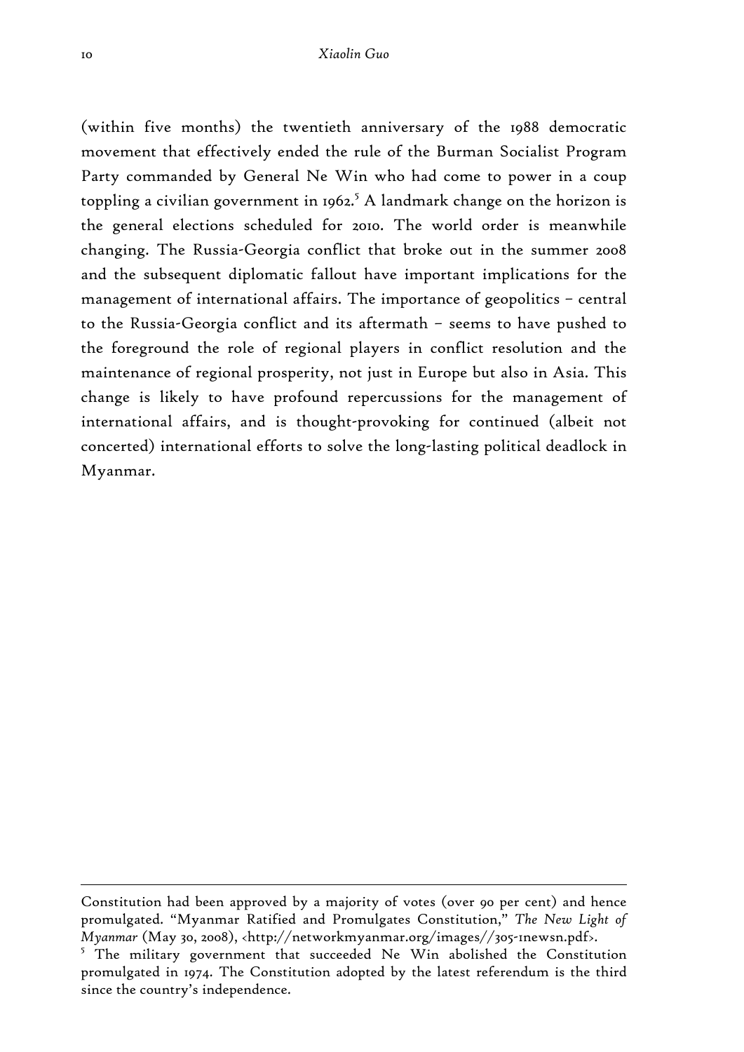(within five months) the twentieth anniversary of the 1988 democratic movement that effectively ended the rule of the Burman Socialist Program Party commanded by General Ne Win who had come to power in a coup toppling a civilian government in 1962.[5] A landmark change on the horizon is the general elections scheduled for 2010. The world order is meanwhile changing. The Russia-Georgia conflict that broke out in the summer 2008 and the subsequent diplomatic fallout have important implications for the management of international affairs. The importance of geopolitics – central to the Russia-Georgia conflict and its aftermath – seems to have pushed to the foreground the role of regional players in conflict resolution and the maintenance of regional prosperity, not just in Europe but also in Asia. This change is likely to have profound repercussions for the management of international affairs, and is thought-provoking for continued (albeit not concerted) international efforts to solve the long-lasting political deadlock in Myanmar.

---

Constitution had been approved by a majority of votes (over 90 per cent) and hence promulgated. "Myanmar Ratified and Promulgates Constitution," *The New Light of Myanmar* (May 30, 2008), <http://networkmyanmar.org/images//305-1newsn.pdf>.

[5] The military government that succeeded Ne Win abolished the Constitution promulgated in 1974. The Constitution adopted by the latest referendum is the third since the country's independence.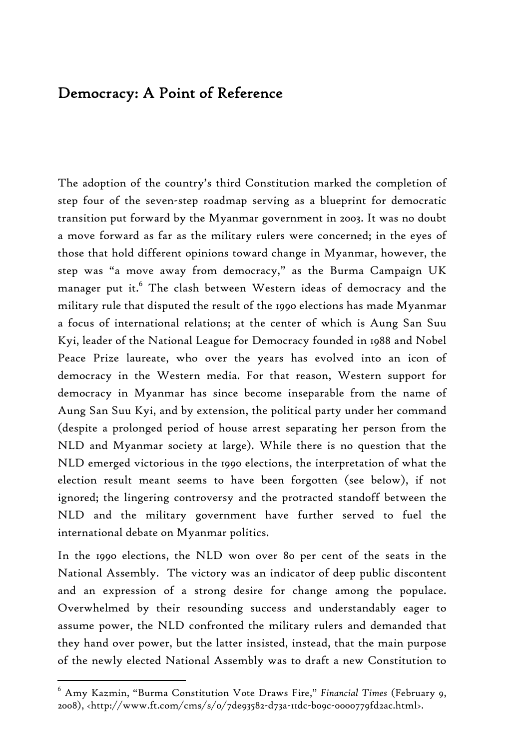## Democracy: A Point of Reference

The adoption of the country's third Constitution marked the completion of step four of the seven-step roadmap serving as a blueprint for democratic transition put forward by the Myanmar government in 2003. It was no doubt a move forward as far as the military rulers were concerned; in the eyes of those that hold different opinions toward change in Myanmar, however, the step was "a move away from democracy," as the Burma Campaign UK manager put it.[6] The clash between Western ideas of democracy and the military rule that disputed the result of the 1990 elections has made Myanmar a focus of international relations; at the center of which is Aung San Suu Kyi, leader of the National League for Democracy founded in 1988 and Nobel Peace Prize laureate, who over the years has evolved into an icon of democracy in the Western media. For that reason, Western support for democracy in Myanmar has since become inseparable from the name of Aung San Suu Kyi, and by extension, the political party under her command (despite a prolonged period of house arrest separating her person from the NLD and Myanmar society at large). While there is no question that the NLD emerged victorious in the 1990 elections, the interpretation of what the election result meant seems to have been forgotten (see below), if not ignored; the lingering controversy and the protracted standoff between the NLD and the military government have further served to fuel the international debate on Myanmar politics.

In the 1990 elections, the NLD won over 80 per cent of the seats in the National Assembly. The victory was an indicator of deep public discontent and an expression of a strong desire for change among the populace. Overwhelmed by their resounding success and understandably eager to assume power, the NLD confronted the military rulers and demanded that they hand over power, but the latter insisted, instead, that the main purpose of the newly elected National Assembly was to draft a new Constitution to

---

[6] Amy Kazmin, "Burma Constitution Vote Draws Fire," *Financial Times* (February 9, 2008), <http://www.ft.com/cms/s/0/7de93582-d73a-11dc-b09c-0000779fd2ac.html>.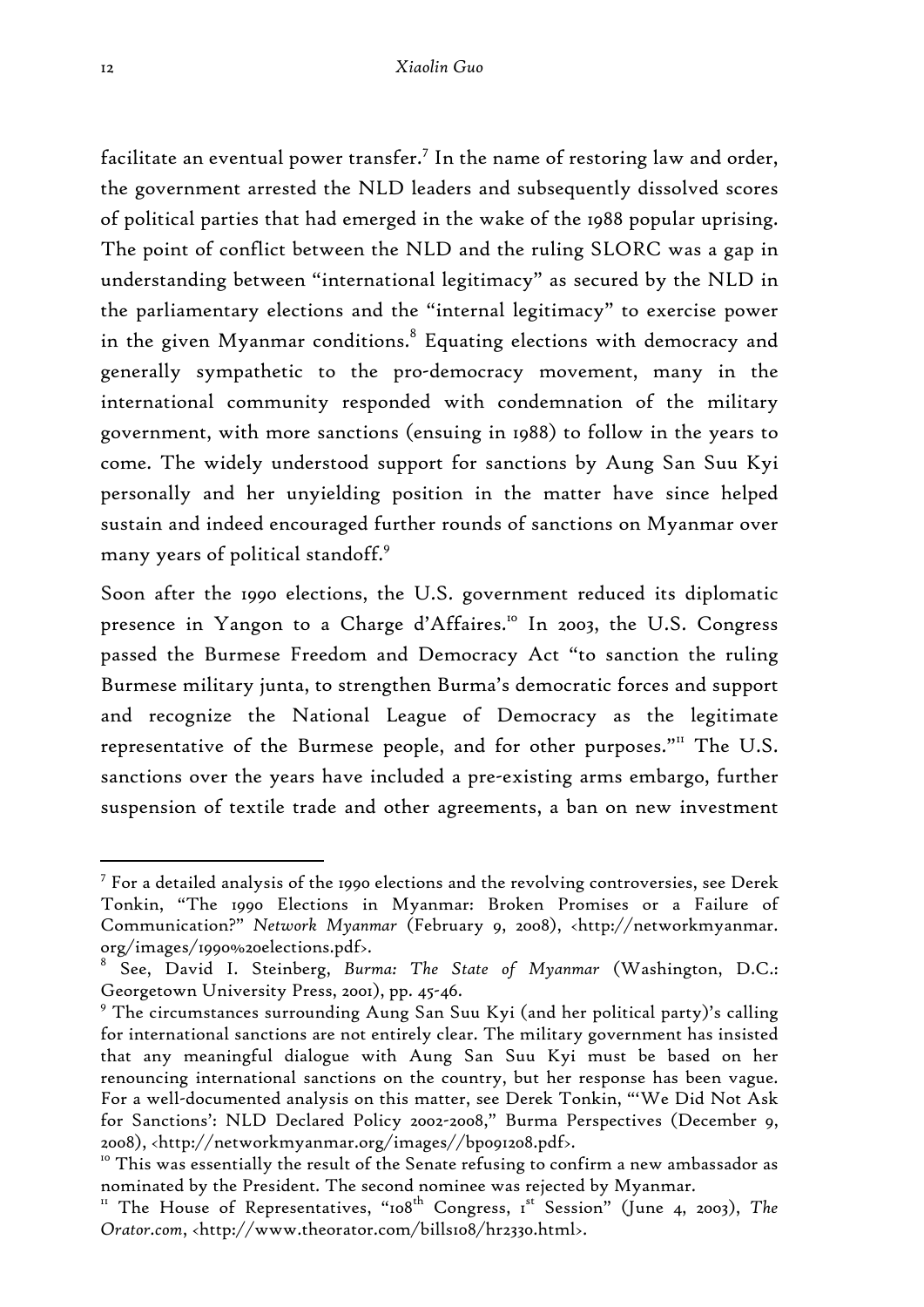facilitate an eventual power transfer.[7] In the name of restoring law and order, the government arrested the NLD leaders and subsequently dissolved scores of political parties that had emerged in the wake of the 1988 popular uprising. The point of conflict between the NLD and the ruling SLORC was a gap in understanding between "international legitimacy" as secured by the NLD in the parliamentary elections and the "internal legitimacy" to exercise power in the given Myanmar conditions.[8] Equating elections with democracy and generally sympathetic to the pro-democracy movement, many in the international community responded with condemnation of the military government, with more sanctions (ensuing in 1988) to follow in the years to come. The widely understood support for sanctions by Aung San Suu Kyi personally and her unyielding position in the matter have since helped sustain and indeed encouraged further rounds of sanctions on Myanmar over many years of political standoff.[9]

Soon after the 1990 elections, the U.S. government reduced its diplomatic presence in Yangon to a Charge d'Affaires.[10] In 2003, the U.S. Congress passed the Burmese Freedom and Democracy Act "to sanction the ruling Burmese military junta, to strengthen Burma's democratic forces and support and recognize the National League of Democracy as the legitimate representative of the Burmese people, and for other purposes."[11] The U.S. sanctions over the years have included a pre-existing arms embargo, further suspension of textile trade and other agreements, a ban on new investment

---

[7] For a detailed analysis of the 1990 elections and the revolving controversies, see Derek Tonkin, "The 1990 Elections in Myanmar: Broken Promises or a Failure of Communication?" *Network Myanmar* (February 9, 2008), <http://networkmyanmar.org/images/1990%20elections.pdf>.

[8] See, David I. Steinberg, *Burma: The State of Myanmar* (Washington, D.C.: Georgetown University Press, 2001), pp. 45-46.

[9] The circumstances surrounding Aung San Suu Kyi (and her political party)'s calling for international sanctions are not entirely clear. The military government has insisted that any meaningful dialogue with Aung San Suu Kyi must be based on her renouncing international sanctions on the country, but her response has been vague. For a well-documented analysis on this matter, see Derek Tonkin, "'We Did Not Ask for Sanctions': NLD Declared Policy 2002-2008," Burma Perspectives (December 9, 2008), <http://networkmyanmar.org/images//bp091208.pdf>.

[10] This was essentially the result of the Senate refusing to confirm a new ambassador as nominated by the President. The second nominee was rejected by Myanmar.

[11] The House of Representatives, "108th Congress, 1st Session" (June 4, 2003), *The Orator.com*, <http://www.theorator.com/bills108/hr2330.html>.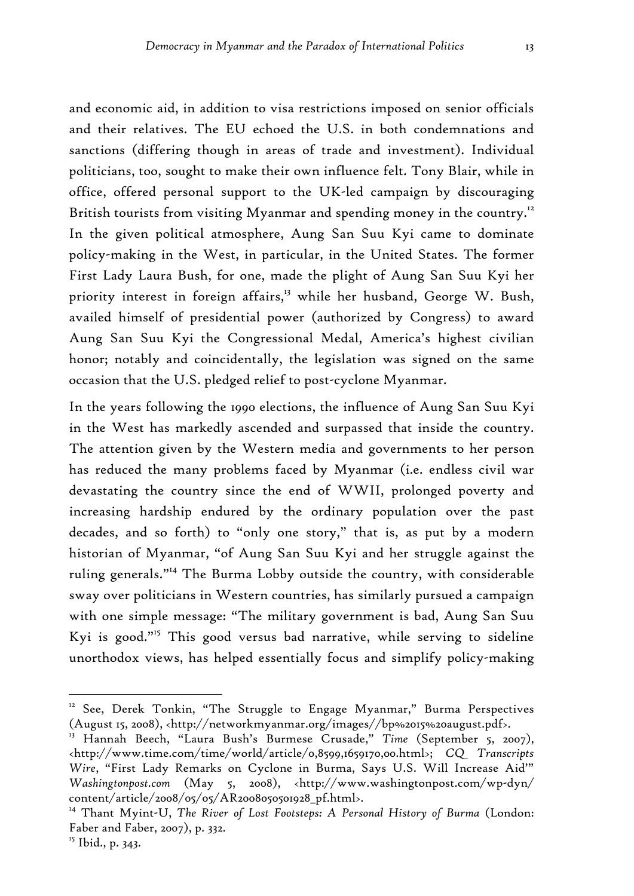and economic aid, in addition to visa restrictions imposed on senior officials and their relatives. The EU echoed the U.S. in both condemnations and sanctions (differing though in areas of trade and investment). Individual politicians, too, sought to make their own influence felt. Tony Blair, while in office, offered personal support to the UK-led campaign by discouraging British tourists from visiting Myanmar and spending money in the country.[12] In the given political atmosphere, Aung San Suu Kyi came to dominate policy-making in the West, in particular, in the United States. The former First Lady Laura Bush, for one, made the plight of Aung San Suu Kyi her priority interest in foreign affairs,[13] while her husband, George W. Bush, availed himself of presidential power (authorized by Congress) to award Aung San Suu Kyi the Congressional Medal, America's highest civilian honor; notably and coincidentally, the legislation was signed on the same occasion that the U.S. pledged relief to post-cyclone Myanmar.

In the years following the 1990 elections, the influence of Aung San Suu Kyi in the West has markedly ascended and surpassed that inside the country. The attention given by the Western media and governments to her person has reduced the many problems faced by Myanmar (i.e. endless civil war devastating the country since the end of WWII, prolonged poverty and increasing hardship endured by the ordinary population over the past decades, and so forth) to "only one story," that is, as put by a modern historian of Myanmar, "of Aung San Suu Kyi and her struggle against the ruling generals."[14] The Burma Lobby outside the country, with considerable sway over politicians in Western countries, has similarly pursued a campaign with one simple message: "The military government is bad, Aung San Suu Kyi is good."[15] This good versus bad narrative, while serving to sideline unorthodox views, has helped essentially focus and simplify policy-making

---

[12] See, Derek Tonkin, "The Struggle to Engage Myanmar," Burma Perspectives (August 15, 2008), <http://networkmyanmar.org/images//bp%2015%20august.pdf>.

[13] Hannah Beech, "Laura Bush's Burmese Crusade," *Time* (September 5, 2007), <http://www.time.com/time/world/article/0,8599,1659170,00.html>; *CQ Transcripts Wire*, "First Lady Remarks on Cyclone in Burma, Says U.S. Will Increase Aid'" *Washingtonpost.com* (May 5, 2008), <http://www.washingtonpost.com/wp-dyn/content/article/2008/05/05/AR2008050501928_pf.html>.

[14] Thant Myint-U, *The River of Lost Footsteps: A Personal History of Burma* (London: Faber and Faber, 2007), p. 332.

[15] Ibid., p. 343.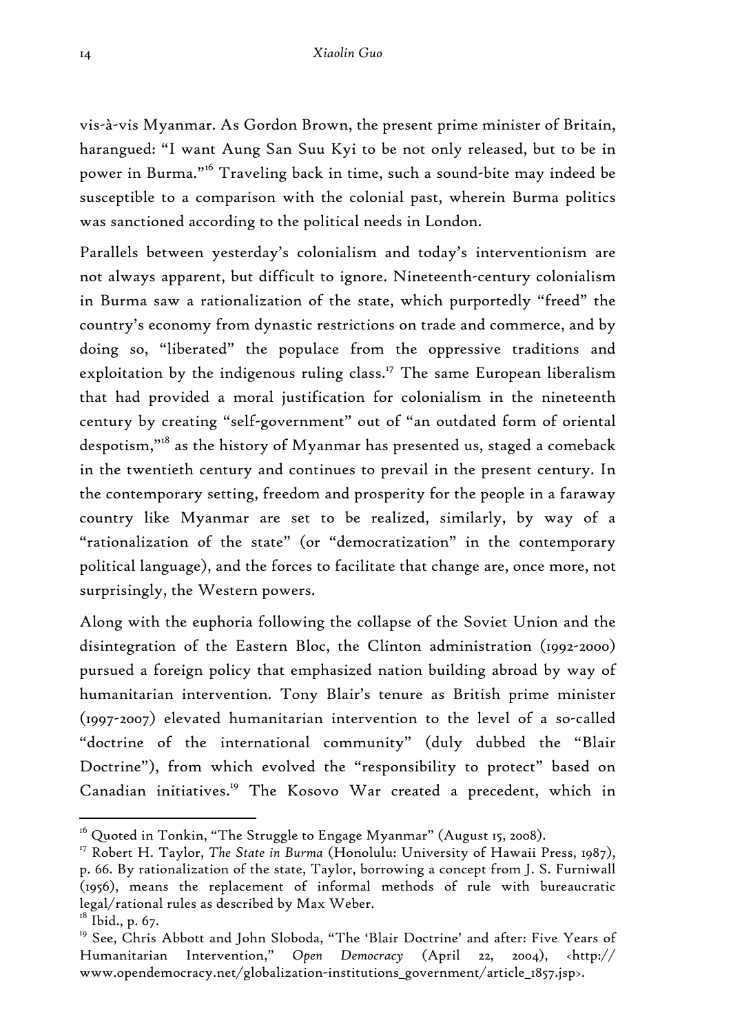vis-à-vis Myanmar. As Gordon Brown, the present prime minister of Britain, harangued: "I want Aung San Suu Kyi to be not only released, but to be in power in Burma."[16] Traveling back in time, such a sound-bite may indeed be susceptible to a comparison with the colonial past, wherein Burma politics was sanctioned according to the political needs in London.

Parallels between yesterday's colonialism and today's interventionism are not always apparent, but difficult to ignore. Nineteenth-century colonialism in Burma saw a rationalization of the state, which purportedly "freed" the country's economy from dynastic restrictions on trade and commerce, and by doing so, "liberated" the populace from the oppressive traditions and exploitation by the indigenous ruling class.[17] The same European liberalism that had provided a moral justification for colonialism in the nineteenth century by creating "self-government" out of "an outdated form of oriental despotism,"[18] as the history of Myanmar has presented us, staged a comeback in the twentieth century and continues to prevail in the present century. In the contemporary setting, freedom and prosperity for the people in a faraway country like Myanmar are set to be realized, similarly, by way of a "rationalization of the state" (or "democratization" in the contemporary political language), and the forces to facilitate that change are, once more, not surprisingly, the Western powers.

Along with the euphoria following the collapse of the Soviet Union and the disintegration of the Eastern Bloc, the Clinton administration (1992-2000) pursued a foreign policy that emphasized nation building abroad by way of humanitarian intervention. Tony Blair's tenure as British prime minister (1997-2007) elevated humanitarian intervention to the level of a so-called "doctrine of the international community" (duly dubbed the "Blair Doctrine"), from which evolved the "responsibility to protect" based on Canadian initiatives.[19] The Kosovo War created a precedent, which in

---

[16] Quoted in Tonkin, "The Struggle to Engage Myanmar" (August 15, 2008).

[17] Robert H. Taylor, *The State in Burma* (Honolulu: University of Hawaii Press, 1987), p. 66. By rationalization of the state, Taylor, borrowing a concept from J. S. Furniwall (1956), means the replacement of informal methods of rule with bureaucratic legal/rational rules as described by Max Weber.

[18] Ibid., p. 67.

[19] See, Chris Abbott and John Sloboda, "The 'Blair Doctrine' and after: Five Years of Humanitarian Intervention," *Open Democracy* (April 22, 2004), <http://www.opendemocracy.net/globalization-institutions_government/article_1857.jsp>.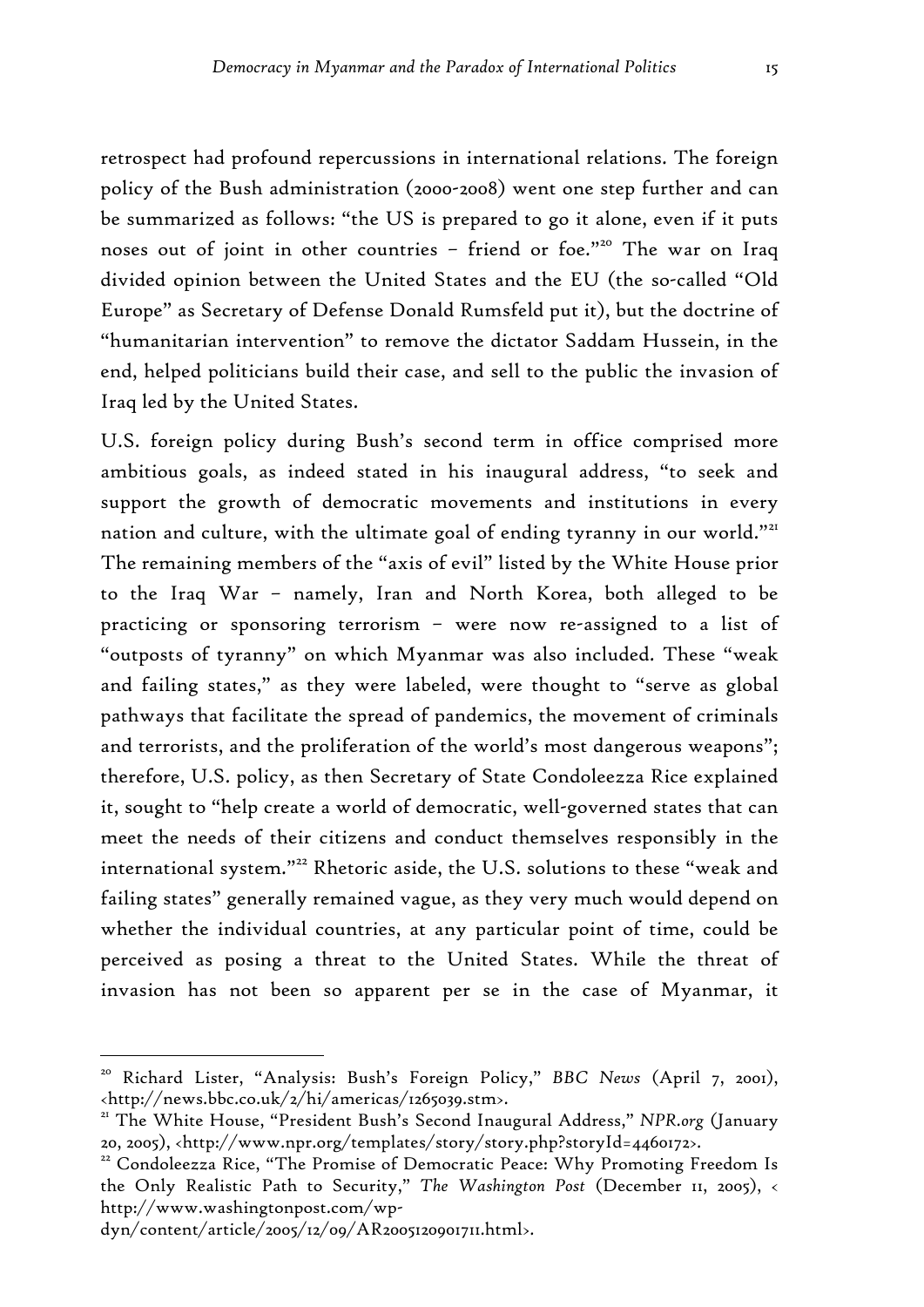retrospect had profound repercussions in international relations. The foreign policy of the Bush administration (2000-2008) went one step further and can be summarized as follows: "the US is prepared to go it alone, even if it puts noses out of joint in other countries – friend or foe."[20] The war on Iraq divided opinion between the United States and the EU (the so-called "Old Europe" as Secretary of Defense Donald Rumsfeld put it), but the doctrine of "humanitarian intervention" to remove the dictator Saddam Hussein, in the end, helped politicians build their case, and sell to the public the invasion of Iraq led by the United States.

U.S. foreign policy during Bush's second term in office comprised more ambitious goals, as indeed stated in his inaugural address, "to seek and support the growth of democratic movements and institutions in every nation and culture, with the ultimate goal of ending tyranny in our world."[21] The remaining members of the "axis of evil" listed by the White House prior to the Iraq War – namely, Iran and North Korea, both alleged to be practicing or sponsoring terrorism – were now re-assigned to a list of "outposts of tyranny" on which Myanmar was also included. These "weak and failing states," as they were labeled, were thought to "serve as global pathways that facilitate the spread of pandemics, the movement of criminals and terrorists, and the proliferation of the world's most dangerous weapons"; therefore, U.S. policy, as then Secretary of State Condoleezza Rice explained it, sought to "help create a world of democratic, well-governed states that can meet the needs of their citizens and conduct themselves responsibly in the international system."[22] Rhetoric aside, the U.S. solutions to these "weak and failing states" generally remained vague, as they very much would depend on whether the individual countries, at any particular point of time, could be perceived as posing a threat to the United States. While the threat of invasion has not been so apparent per se in the case of Myanmar, it

---

[20] Richard Lister, "Analysis: Bush's Foreign Policy," *BBC News* (April 7, 2001), <http://news.bbc.co.uk/2/hi/americas/1265039.stm>.

[21] The White House, "President Bush's Second Inaugural Address," *NPR.org* (January 20, 2005), <http://www.npr.org/templates/story/story.php?storyId=4460172>.

[22] Condoleezza Rice, "The Promise of Democratic Peace: Why Promoting Freedom Is the Only Realistic Path to Security," *The Washington Post* (December 11, 2005), < http://www.washingtonpost.com/wp-dyn/content/article/2005/12/09/AR2005120901711.html>.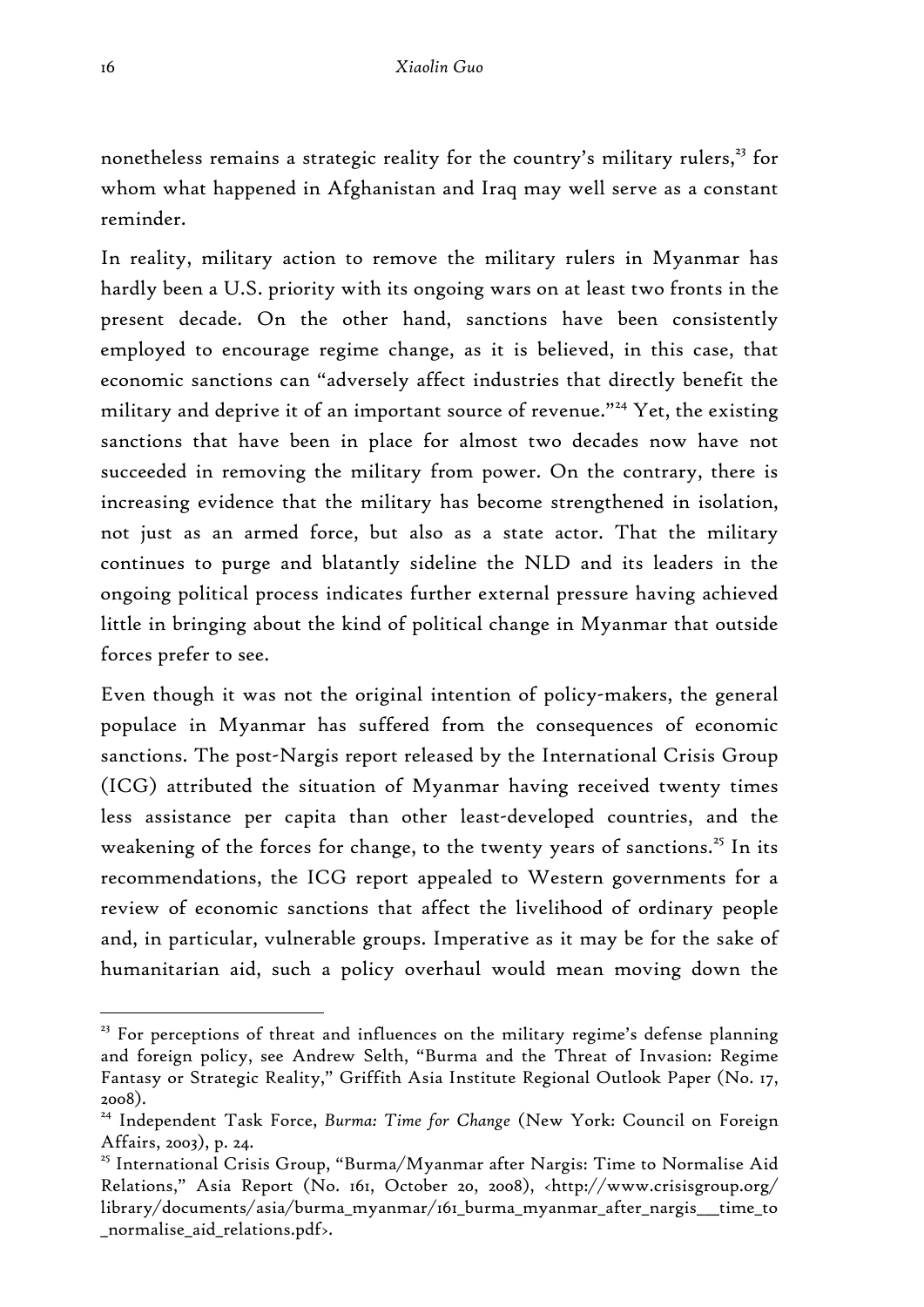nonetheless remains a strategic reality for the country's military rulers,[23] for whom what happened in Afghanistan and Iraq may well serve as a constant reminder.

In reality, military action to remove the military rulers in Myanmar has hardly been a U.S. priority with its ongoing wars on at least two fronts in the present decade. On the other hand, sanctions have been consistently employed to encourage regime change, as it is believed, in this case, that economic sanctions can "adversely affect industries that directly benefit the military and deprive it of an important source of revenue."[24] Yet, the existing sanctions that have been in place for almost two decades now have not succeeded in removing the military from power. On the contrary, there is increasing evidence that the military has become strengthened in isolation, not just as an armed force, but also as a state actor. That the military continues to purge and blatantly sideline the NLD and its leaders in the ongoing political process indicates further external pressure having achieved little in bringing about the kind of political change in Myanmar that outside forces prefer to see.

Even though it was not the original intention of policy-makers, the general populace in Myanmar has suffered from the consequences of economic sanctions. The post-Nargis report released by the International Crisis Group (ICG) attributed the situation of Myanmar having received twenty times less assistance per capita than other least-developed countries, and the weakening of the forces for change, to the twenty years of sanctions.[25] In its recommendations, the ICG report appealed to Western governments for a review of economic sanctions that affect the livelihood of ordinary people and, in particular, vulnerable groups. Imperative as it may be for the sake of humanitarian aid, such a policy overhaul would mean moving down the

---

[23] For perceptions of threat and influences on the military regime's defense planning and foreign policy, see Andrew Selth, "Burma and the Threat of Invasion: Regime Fantasy or Strategic Reality," Griffith Asia Institute Regional Outlook Paper (No. 17, 2008).

[24] Independent Task Force, *Burma: Time for Change* (New York: Council on Foreign Affairs, 2003), p. 24.

[25] International Crisis Group, "Burma/Myanmar after Nargis: Time to Normalise Aid Relations," Asia Report (No. 161, October 20, 2008), <http://www.crisisgroup.org/library/documents/asia/burma_myanmar/161_burma_myanmar_after_nargis___time_to_normalise_aid_relations.pdf>.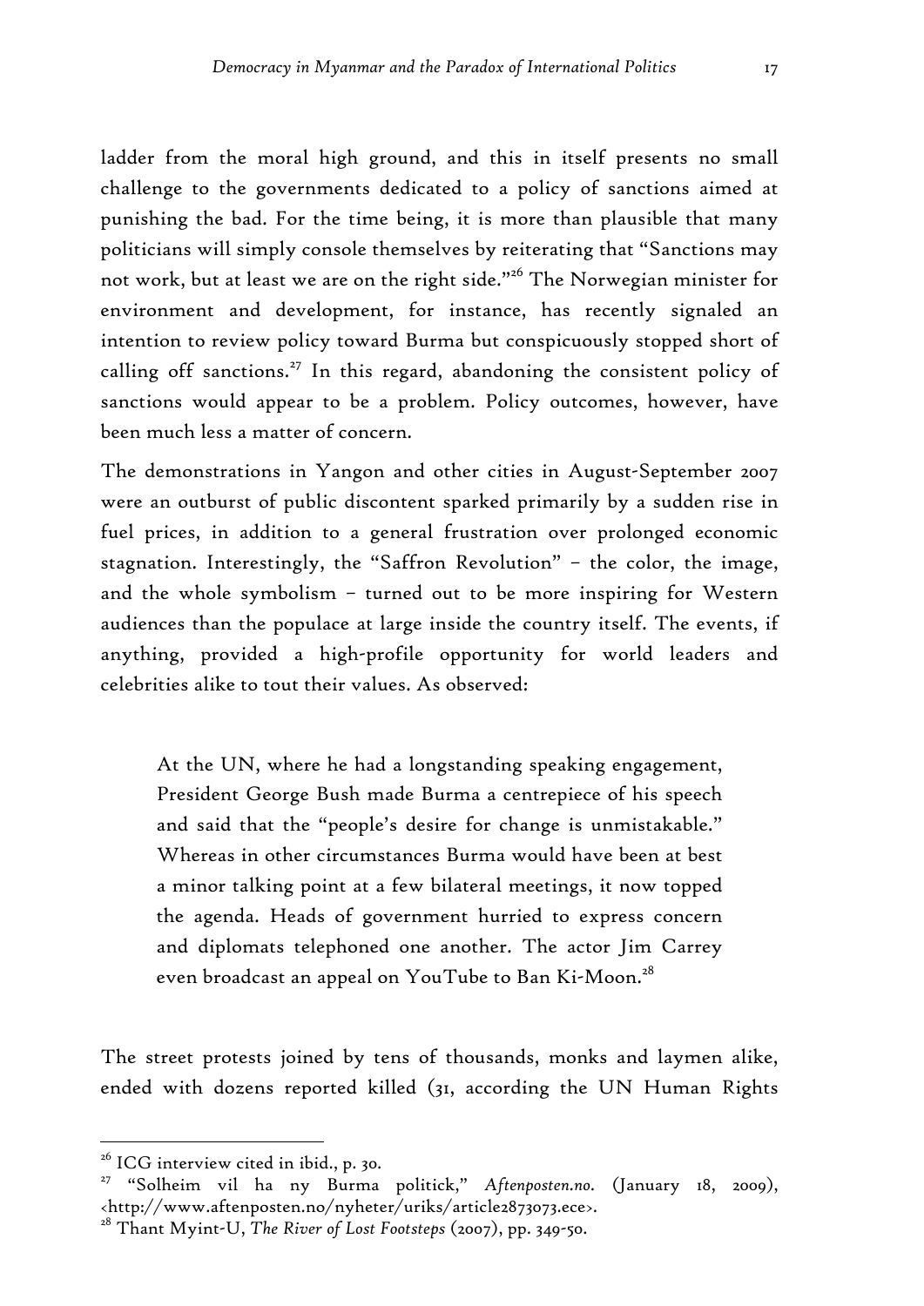ladder from the moral high ground, and this in itself presents no small challenge to the governments dedicated to a policy of sanctions aimed at punishing the bad. For the time being, it is more than plausible that many politicians will simply console themselves by reiterating that "Sanctions may not work, but at least we are on the right side."[26] The Norwegian minister for environment and development, for instance, has recently signaled an intention to review policy toward Burma but conspicuously stopped short of calling off sanctions.[27] In this regard, abandoning the consistent policy of sanctions would appear to be a problem. Policy outcomes, however, have been much less a matter of concern.

The demonstrations in Yangon and other cities in August-September 2007 were an outburst of public discontent sparked primarily by a sudden rise in fuel prices, in addition to a general frustration over prolonged economic stagnation. Interestingly, the "Saffron Revolution" – the color, the image, and the whole symbolism – turned out to be more inspiring for Western audiences than the populace at large inside the country itself. The events, if anything, provided a high-profile opportunity for world leaders and celebrities alike to tout their values. As observed:

> At the UN, where he had a longstanding speaking engagement, President George Bush made Burma a centrepiece of his speech and said that the "people's desire for change is unmistakable." Whereas in other circumstances Burma would have been at best a minor talking point at a few bilateral meetings, it now topped the agenda. Heads of government hurried to express concern and diplomats telephoned one another. The actor Jim Carrey even broadcast an appeal on YouTube to Ban Ki-Moon.[28]

The street protests joined by tens of thousands, monks and laymen alike, ended with dozens reported killed (31, according the UN Human Rights

---

[26] ICG interview cited in ibid., p. 30.

[27] "Solheim vil ha ny Burma politick," *Aftenposten.no*. (January 18, 2009), <http://www.aftenposten.no/nyheter/uriks/article2873073.ece>.

[28] Thant Myint-U, *The River of Lost Footsteps* (2007), pp. 349-50.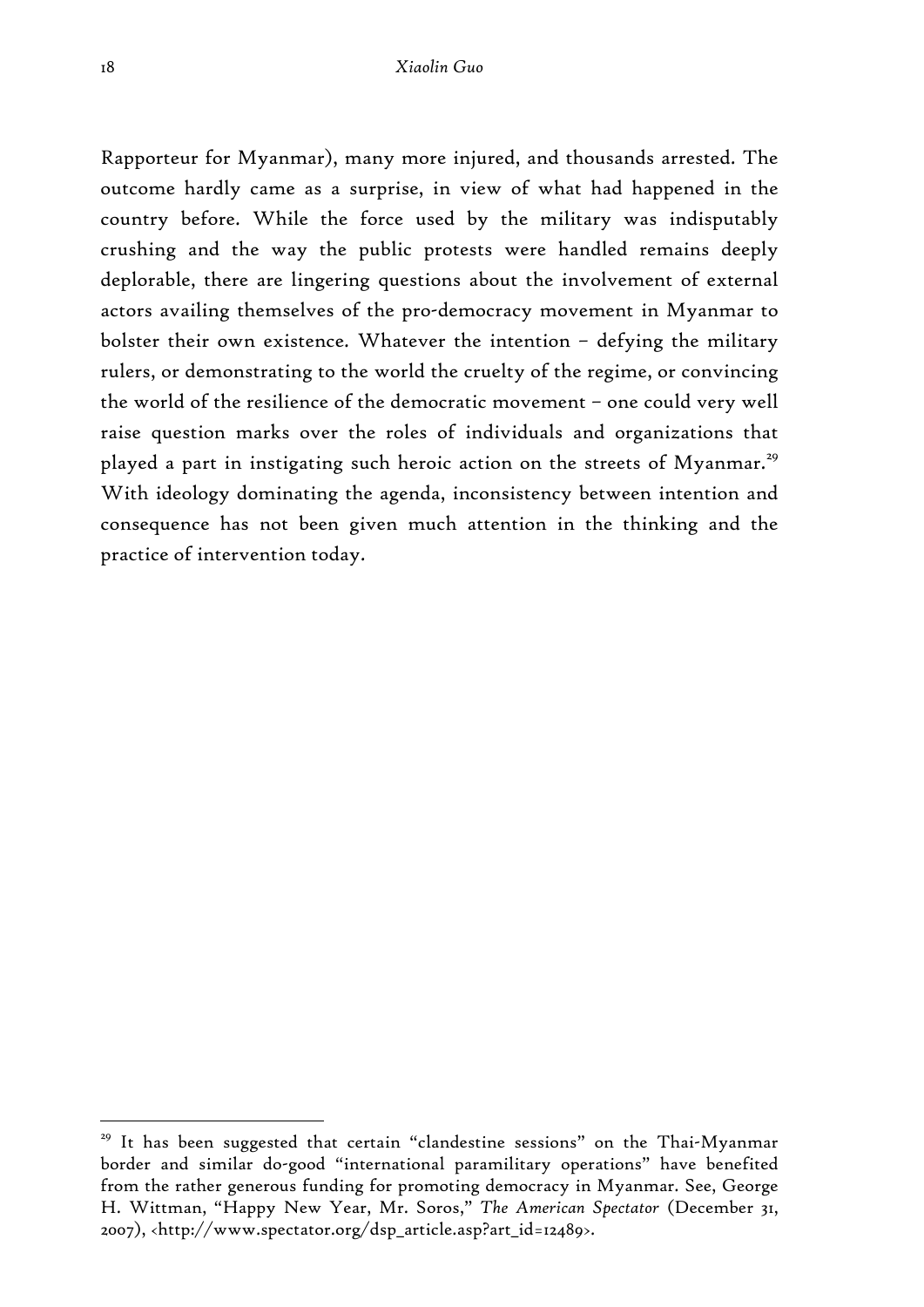Rapporteur for Myanmar), many more injured, and thousands arrested. The outcome hardly came as a surprise, in view of what had happened in the country before. While the force used by the military was indisputably crushing and the way the public protests were handled remains deeply deplorable, there are lingering questions about the involvement of external actors availing themselves of the pro-democracy movement in Myanmar to bolster their own existence. Whatever the intention – defying the military rulers, or demonstrating to the world the cruelty of the regime, or convincing the world of the resilience of the democratic movement – one could very well raise question marks over the roles of individuals and organizations that played a part in instigating such heroic action on the streets of Myanmar.[29] With ideology dominating the agenda, inconsistency between intention and consequence has not been given much attention in the thinking and the practice of intervention today.

---

[29] It has been suggested that certain "clandestine sessions" on the Thai-Myanmar border and similar do-good "international paramilitary operations" have benefited from the rather generous funding for promoting democracy in Myanmar. See, George H. Wittman, "Happy New Year, Mr. Soros," *The American Spectator* (December 31, 2007), <http://www.spectator.org/dsp_article.asp?art_id=12489>.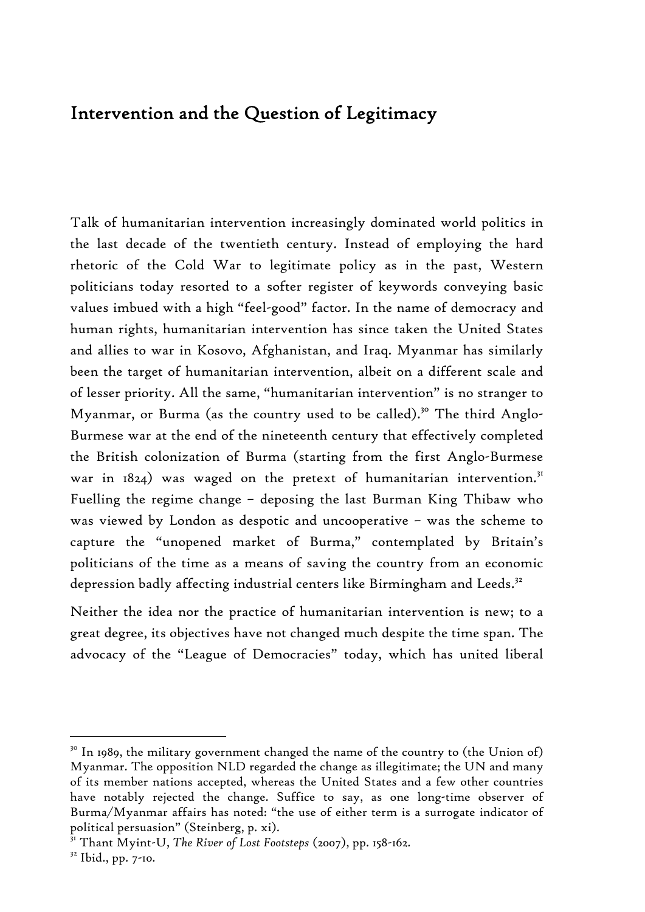## Intervention and the Question of Legitimacy

Talk of humanitarian intervention increasingly dominated world politics in the last decade of the twentieth century. Instead of employing the hard rhetoric of the Cold War to legitimate policy as in the past, Western politicians today resorted to a softer register of keywords conveying basic values imbued with a high "feel-good" factor. In the name of democracy and human rights, humanitarian intervention has since taken the United States and allies to war in Kosovo, Afghanistan, and Iraq. Myanmar has similarly been the target of humanitarian intervention, albeit on a different scale and of lesser priority. All the same, "humanitarian intervention" is no stranger to Myanmar, or Burma (as the country used to be called).[30] The third Anglo-Burmese war at the end of the nineteenth century that effectively completed the British colonization of Burma (starting from the first Anglo-Burmese war in 1824) was waged on the pretext of humanitarian intervention.[31] Fuelling the regime change – deposing the last Burman King Thibaw who was viewed by London as despotic and uncooperative – was the scheme to capture the "unopened market of Burma," contemplated by Britain's politicians of the time as a means of saving the country from an economic depression badly affecting industrial centers like Birmingham and Leeds.[32]

Neither the idea nor the practice of humanitarian intervention is new; to a great degree, its objectives have not changed much despite the time span. The advocacy of the "League of Democracies" today, which has united liberal

---

[30] In 1989, the military government changed the name of the country to (the Union of) Myanmar. The opposition NLD regarded the change as illegitimate; the UN and many of its member nations accepted, whereas the United States and a few other countries have notably rejected the change. Suffice to say, as one long-time observer of Burma/Myanmar affairs has noted: "the use of either term is a surrogate indicator of political persuasion" (Steinberg, p. xi).

[31] Thant Myint-U, *The River of Lost Footsteps* (2007), pp. 158-162.

[32] Ibid., pp. 7-10.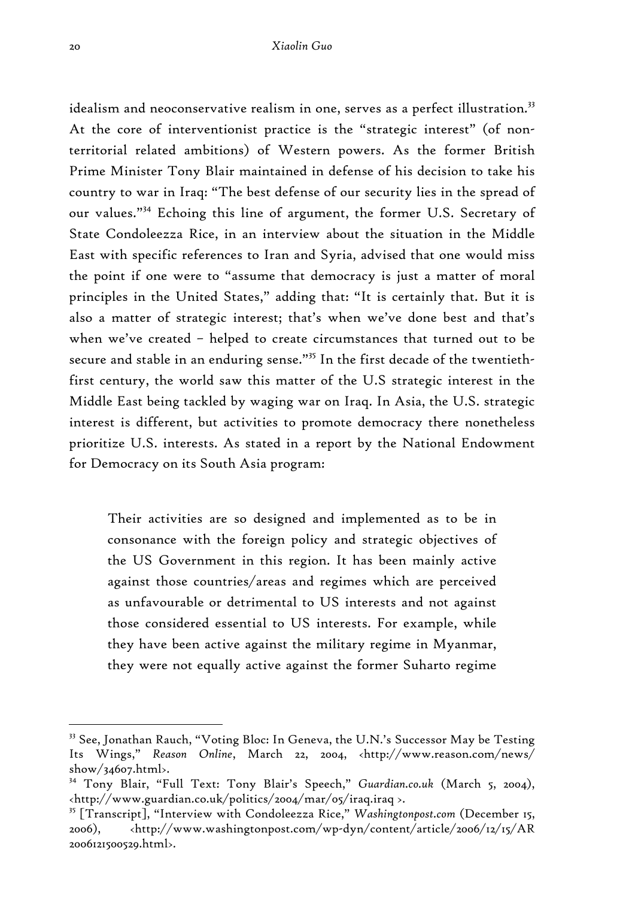idealism and neoconservative realism in one, serves as a perfect illustration.[33] At the core of interventionist practice is the "strategic interest" (of non-territorial related ambitions) of Western powers. As the former British Prime Minister Tony Blair maintained in defense of his decision to take his country to war in Iraq: "The best defense of our security lies in the spread of our values."[34] Echoing this line of argument, the former U.S. Secretary of State Condoleezza Rice, in an interview about the situation in the Middle East with specific references to Iran and Syria, advised that one would miss the point if one were to "assume that democracy is just a matter of moral principles in the United States," adding that: "It is certainly that. But it is also a matter of strategic interest; that's when we've done best and that's when we've created – helped to create circumstances that turned out to be secure and stable in an enduring sense."[35] In the first decade of the twentieth-first century, the world saw this matter of the U.S strategic interest in the Middle East being tackled by waging war on Iraq. In Asia, the U.S. strategic interest is different, but activities to promote democracy there nonetheless prioritize U.S. interests. As stated in a report by the National Endowment for Democracy on its South Asia program:

> Their activities are so designed and implemented as to be in consonance with the foreign policy and strategic objectives of the US Government in this region. It has been mainly active against those countries/areas and regimes which are perceived as unfavourable or detrimental to US interests and not against those considered essential to US interests. For example, while they have been active against the military regime in Myanmar, they were not equally active against the former Suharto regime

---

[33] See, Jonathan Rauch, "Voting Bloc: In Geneva, the U.N.'s Successor May be Testing Its Wings," *Reason Online*, March 22, 2004, <http://www.reason.com/news/show/34607.html>.

[34] Tony Blair, "Full Text: Tony Blair's Speech," *Guardian.co.uk* (March 5, 2004), <http://www.guardian.co.uk/politics/2004/mar/05/iraq.iraq >.

[35] [Transcript], "Interview with Condoleezza Rice," *Washingtonpost.com* (December 15, 2006), <http://www.washingtonpost.com/wp-dyn/content/article/2006/12/15/AR2006121500529.html>.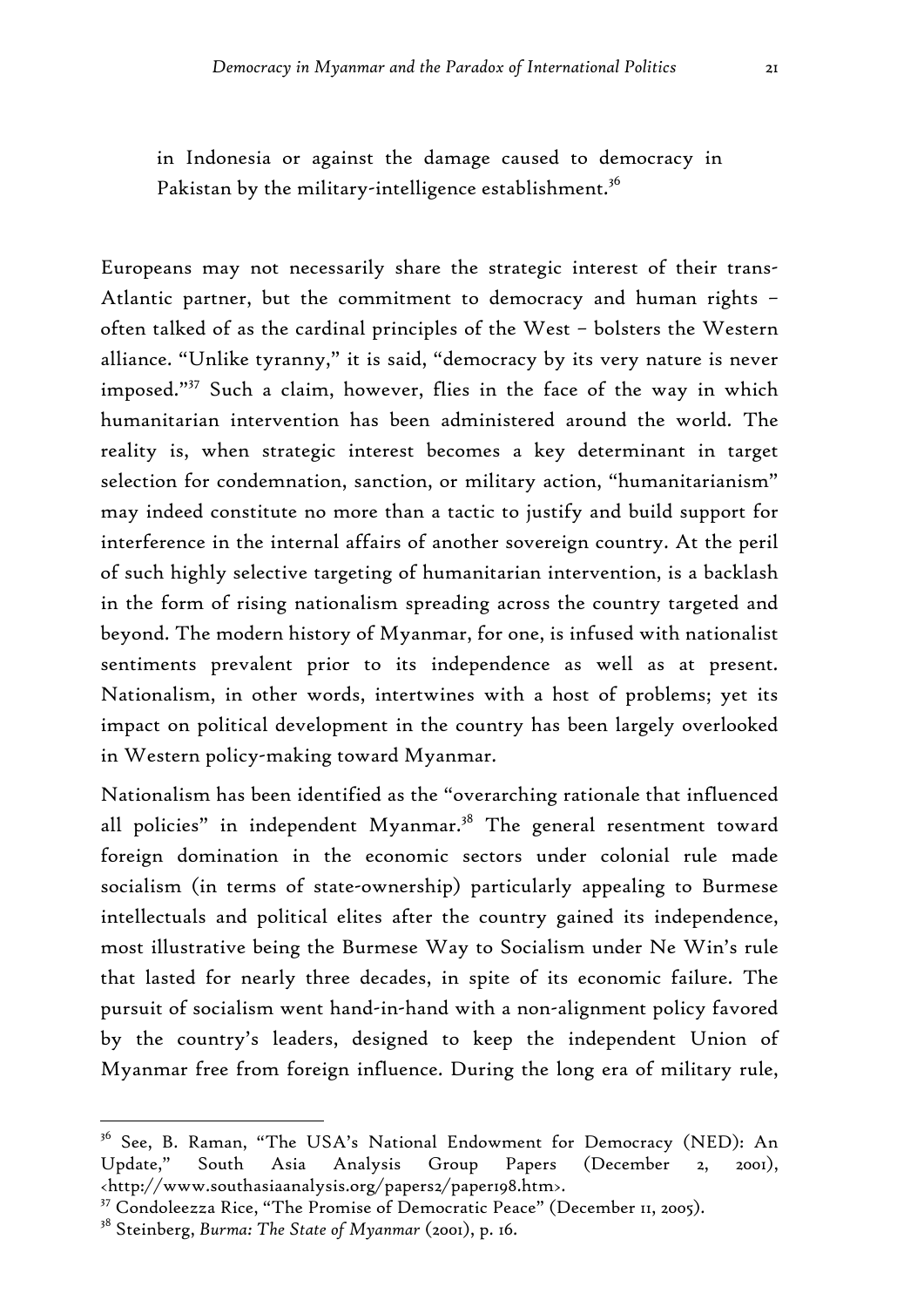> in Indonesia or against the damage caused to democracy in Pakistan by the military-intelligence establishment.[36]

Europeans may not necessarily share the strategic interest of their trans-Atlantic partner, but the commitment to democracy and human rights – often talked of as the cardinal principles of the West – bolsters the Western alliance. "Unlike tyranny," it is said, "democracy by its very nature is never imposed."[37] Such a claim, however, flies in the face of the way in which humanitarian intervention has been administered around the world. The reality is, when strategic interest becomes a key determinant in target selection for condemnation, sanction, or military action, "humanitarianism" may indeed constitute no more than a tactic to justify and build support for interference in the internal affairs of another sovereign country. At the peril of such highly selective targeting of humanitarian intervention, is a backlash in the form of rising nationalism spreading across the country targeted and beyond. The modern history of Myanmar, for one, is infused with nationalist sentiments prevalent prior to its independence as well as at present. Nationalism, in other words, intertwines with a host of problems; yet its impact on political development in the country has been largely overlooked in Western policy-making toward Myanmar.

Nationalism has been identified as the "overarching rationale that influenced all policies" in independent Myanmar.[38] The general resentment toward foreign domination in the economic sectors under colonial rule made socialism (in terms of state-ownership) particularly appealing to Burmese intellectuals and political elites after the country gained its independence, most illustrative being the Burmese Way to Socialism under Ne Win's rule that lasted for nearly three decades, in spite of its economic failure. The pursuit of socialism went hand-in-hand with a non-alignment policy favored by the country's leaders, designed to keep the independent Union of Myanmar free from foreign influence. During the long era of military rule,

---

[36] See, B. Raman, "The USA's National Endowment for Democracy (NED): An Update," South Asia Analysis Group Papers (December 2, 2001), <http://www.southasiaanalysis.org/papers2/paper198.htm>.

[37] Condoleezza Rice, "The Promise of Democratic Peace" (December 11, 2005).

[38] Steinberg, *Burma: The State of Myanmar* (2001), p. 16.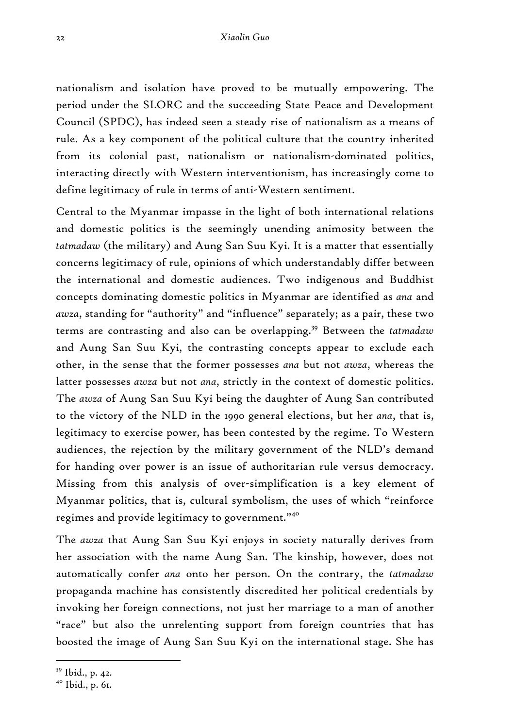nationalism and isolation have proved to be mutually empowering. The period under the SLORC and the succeeding State Peace and Development Council (SPDC), has indeed seen a steady rise of nationalism as a means of rule. As a key component of the political culture that the country inherited from its colonial past, nationalism or nationalism-dominated politics, interacting directly with Western interventionism, has increasingly come to define legitimacy of rule in terms of anti-Western sentiment.

Central to the Myanmar impasse in the light of both international relations and domestic politics is the seemingly unending animosity between the *tatmadaw* (the military) and Aung San Suu Kyi. It is a matter that essentially concerns legitimacy of rule, opinions of which understandably differ between the international and domestic audiences. Two indigenous and Buddhist concepts dominating domestic politics in Myanmar are identified as *ana* and *awza*, standing for "authority" and "influence" separately; as a pair, these two terms are contrasting and also can be overlapping.[39] Between the *tatmadaw* and Aung San Suu Kyi, the contrasting concepts appear to exclude each other, in the sense that the former possesses *ana* but not *awza*, whereas the latter possesses *awza* but not *ana*, strictly in the context of domestic politics. The *awza* of Aung San Suu Kyi being the daughter of Aung San contributed to the victory of the NLD in the 1990 general elections, but her *ana*, that is, legitimacy to exercise power, has been contested by the regime. To Western audiences, the rejection by the military government of the NLD's demand for handing over power is an issue of authoritarian rule versus democracy. Missing from this analysis of over-simplification is a key element of Myanmar politics, that is, cultural symbolism, the uses of which "reinforce regimes and provide legitimacy to government."[40]

The *awza* that Aung San Suu Kyi enjoys in society naturally derives from her association with the name Aung San. The kinship, however, does not automatically confer *ana* onto her person. On the contrary, the *tatmadaw* propaganda machine has consistently discredited her political credentials by invoking her foreign connections, not just her marriage to a man of another "race" but also the unrelenting support from foreign countries that has boosted the image of Aung San Suu Kyi on the international stage. She has

---

[39] Ibid., p. 42.

[40] Ibid., p. 61.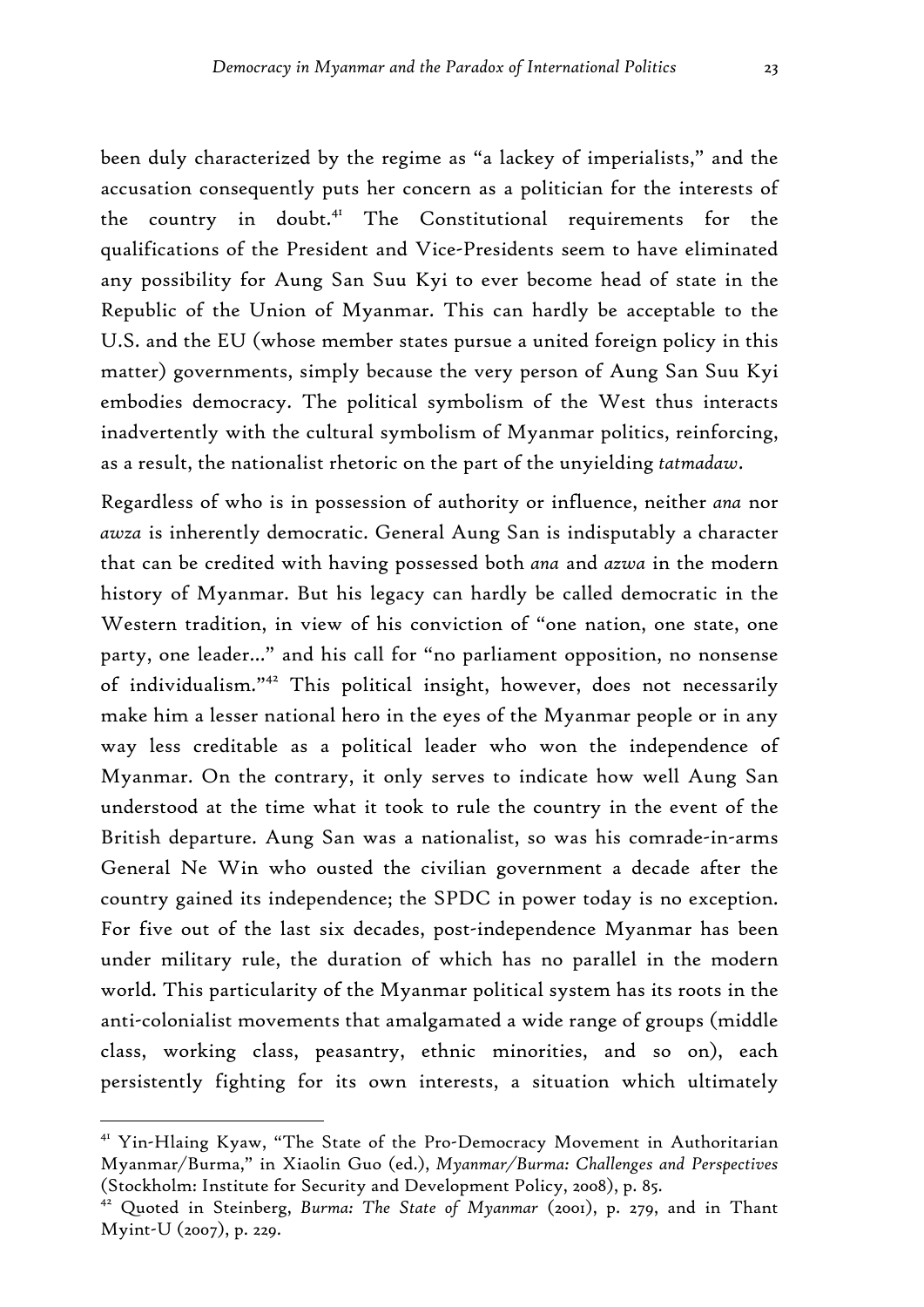been duly characterized by the regime as "a lackey of imperialists," and the accusation consequently puts her concern as a politician for the interests of the country in doubt.[41] The Constitutional requirements for the qualifications of the President and Vice-Presidents seem to have eliminated any possibility for Aung San Suu Kyi to ever become head of state in the Republic of the Union of Myanmar. This can hardly be acceptable to the U.S. and the EU (whose member states pursue a united foreign policy in this matter) governments, simply because the very person of Aung San Suu Kyi embodies democracy. The political symbolism of the West thus interacts inadvertently with the cultural symbolism of Myanmar politics, reinforcing, as a result, the nationalist rhetoric on the part of the unyielding *tatmadaw*.

Regardless of who is in possession of authority or influence, neither *ana* nor *awza* is inherently democratic. General Aung San is indisputably a character that can be credited with having possessed both *ana* and *azwa* in the modern history of Myanmar. But his legacy can hardly be called democratic in the Western tradition, in view of his conviction of "one nation, one state, one party, one leader..." and his call for "no parliament opposition, no nonsense of individualism."[42] This political insight, however, does not necessarily make him a lesser national hero in the eyes of the Myanmar people or in any way less creditable as a political leader who won the independence of Myanmar. On the contrary, it only serves to indicate how well Aung San understood at the time what it took to rule the country in the event of the British departure. Aung San was a nationalist, so was his comrade-in-arms General Ne Win who ousted the civilian government a decade after the country gained its independence; the SPDC in power today is no exception. For five out of the last six decades, post-independence Myanmar has been under military rule, the duration of which has no parallel in the modern world. This particularity of the Myanmar political system has its roots in the anti-colonialist movements that amalgamated a wide range of groups (middle class, working class, peasantry, ethnic minorities, and so on), each persistently fighting for its own interests, a situation which ultimately

---

[41] Yin-Hlaing Kyaw, "The State of the Pro-Democracy Movement in Authoritarian Myanmar/Burma," in Xiaolin Guo (ed.), *Myanmar/Burma: Challenges and Perspectives* (Stockholm: Institute for Security and Development Policy, 2008), p. 85.

[42] Quoted in Steinberg, *Burma: The State of Myanmar* (2001), p. 279, and in Thant Myint-U (2007), p. 229.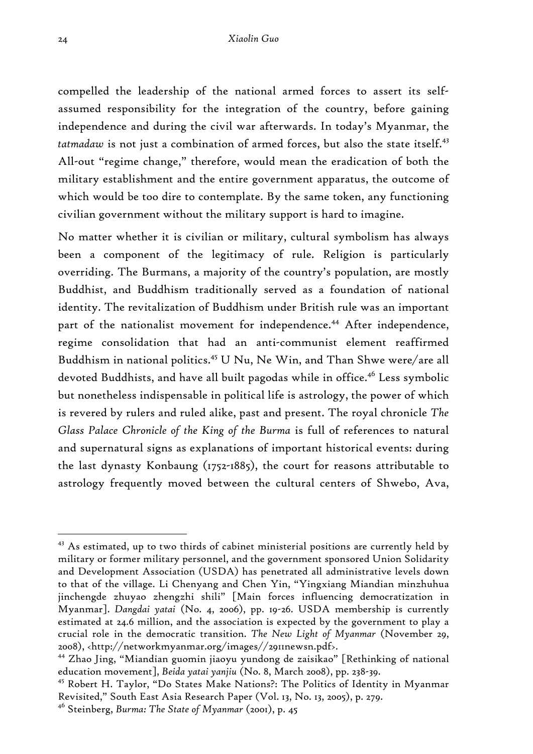compelled the leadership of the national armed forces to assert its self-assumed responsibility for the integration of the country, before gaining independence and during the civil war afterwards. In today's Myanmar, the *tatmadaw* is not just a combination of armed forces, but also the state itself.[43] All-out "regime change," therefore, would mean the eradication of both the military establishment and the entire government apparatus, the outcome of which would be too dire to contemplate. By the same token, any functioning civilian government without the military support is hard to imagine.

No matter whether it is civilian or military, cultural symbolism has always been a component of the legitimacy of rule. Religion is particularly overriding. The Burmans, a majority of the country's population, are mostly Buddhist, and Buddhism traditionally served as a foundation of national identity. The revitalization of Buddhism under British rule was an important part of the nationalist movement for independence.[44] After independence, regime consolidation that had an anti-communist element reaffirmed Buddhism in national politics.[45] U Nu, Ne Win, and Than Shwe were/are all devoted Buddhists, and have all built pagodas while in office.[46] Less symbolic but nonetheless indispensable in political life is astrology, the power of which is revered by rulers and ruled alike, past and present. The royal chronicle *The Glass Palace Chronicle of the King of the Burma* is full of references to natural and supernatural signs as explanations of important historical events: during the last dynasty Konbaung (1752-1885), the court for reasons attributable to astrology frequently moved between the cultural centers of Shwebo, Ava,

---

[43] As estimated, up to two thirds of cabinet ministerial positions are currently held by military or former military personnel, and the government sponsored Union Solidarity and Development Association (USDA) has penetrated all administrative levels down to that of the village. Li Chenyang and Chen Yin, "Yingxiang Miandian minzhuhua jinchengde zhuyao zhengzhi shili" [Main forces influencing democratization in Myanmar]. *Dangdai yatai* (No. 4, 2006), pp. 19-26. USDA membership is currently estimated at 24.6 million, and the association is expected by the government to play a crucial role in the democratic transition. *The New Light of Myanmar* (November 29, 2008), <http://networkmyanmar.org/images//2911newsn.pdf>.

[44] Zhao Jing, "Miandian guomin jiaoyu yundong de zaisikao" [Rethinking of national education movement], *Beida yatai yanjiu* (No. 8, March 2008), pp. 238-39.

[45] Robert H. Taylor, "Do States Make Nations?: The Politics of Identity in Myanmar Revisited," South East Asia Research Paper (Vol. 13, No. 13, 2005), p. 279.

[46] Steinberg, *Burma: The State of Myanmar* (2001), p. 45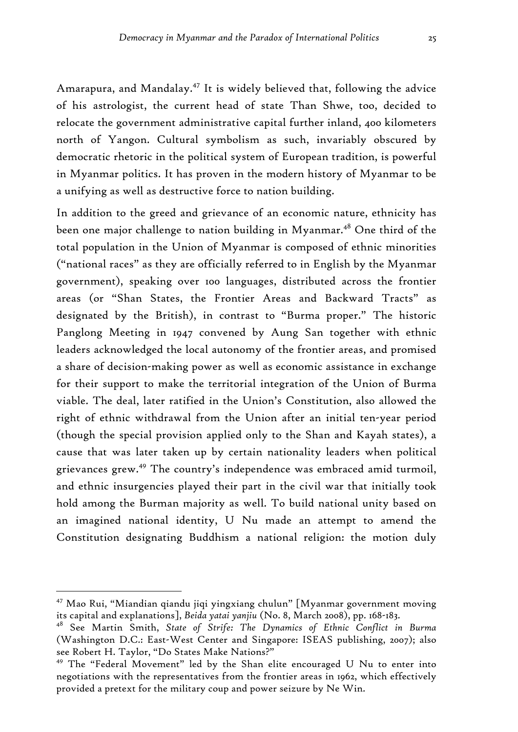Amarapura, and Mandalay.[47] It is widely believed that, following the advice of his astrologist, the current head of state Than Shwe, too, decided to relocate the government administrative capital further inland, 400 kilometers north of Yangon. Cultural symbolism as such, invariably obscured by democratic rhetoric in the political system of European tradition, is powerful in Myanmar politics. It has proven in the modern history of Myanmar to be a unifying as well as destructive force to nation building.

In addition to the greed and grievance of an economic nature, ethnicity has been one major challenge to nation building in Myanmar.[48] One third of the total population in the Union of Myanmar is composed of ethnic minorities ("national races" as they are officially referred to in English by the Myanmar government), speaking over 100 languages, distributed across the frontier areas (or "Shan States, the Frontier Areas and Backward Tracts" as designated by the British), in contrast to "Burma proper." The historic Panglong Meeting in 1947 convened by Aung San together with ethnic leaders acknowledged the local autonomy of the frontier areas, and promised a share of decision-making power as well as economic assistance in exchange for their support to make the territorial integration of the Union of Burma viable. The deal, later ratified in the Union's Constitution, also allowed the right of ethnic withdrawal from the Union after an initial ten-year period (though the special provision applied only to the Shan and Kayah states), a cause that was later taken up by certain nationality leaders when political grievances grew.[49] The country's independence was embraced amid turmoil, and ethnic insurgencies played their part in the civil war that initially took hold among the Burman majority as well. To build national unity based on an imagined national identity, U Nu made an attempt to amend the Constitution designating Buddhism a national religion: the motion duly

---

[47] Mao Rui, "Miandian qiandu jiqi yingxiang chulun" [Myanmar government moving its capital and explanations], *Beida yatai yanjiu* (No. 8, March 2008), pp. 168-183.

[48] See Martin Smith, *State of Strife: The Dynamics of Ethnic Conflict in Burma* (Washington D.C.: East-West Center and Singapore: ISEAS publishing, 2007); also see Robert H. Taylor, "Do States Make Nations?"

[49] The "Federal Movement" led by the Shan elite encouraged U Nu to enter into negotiations with the representatives from the frontier areas in 1962, which effectively provided a pretext for the military coup and power seizure by Ne Win.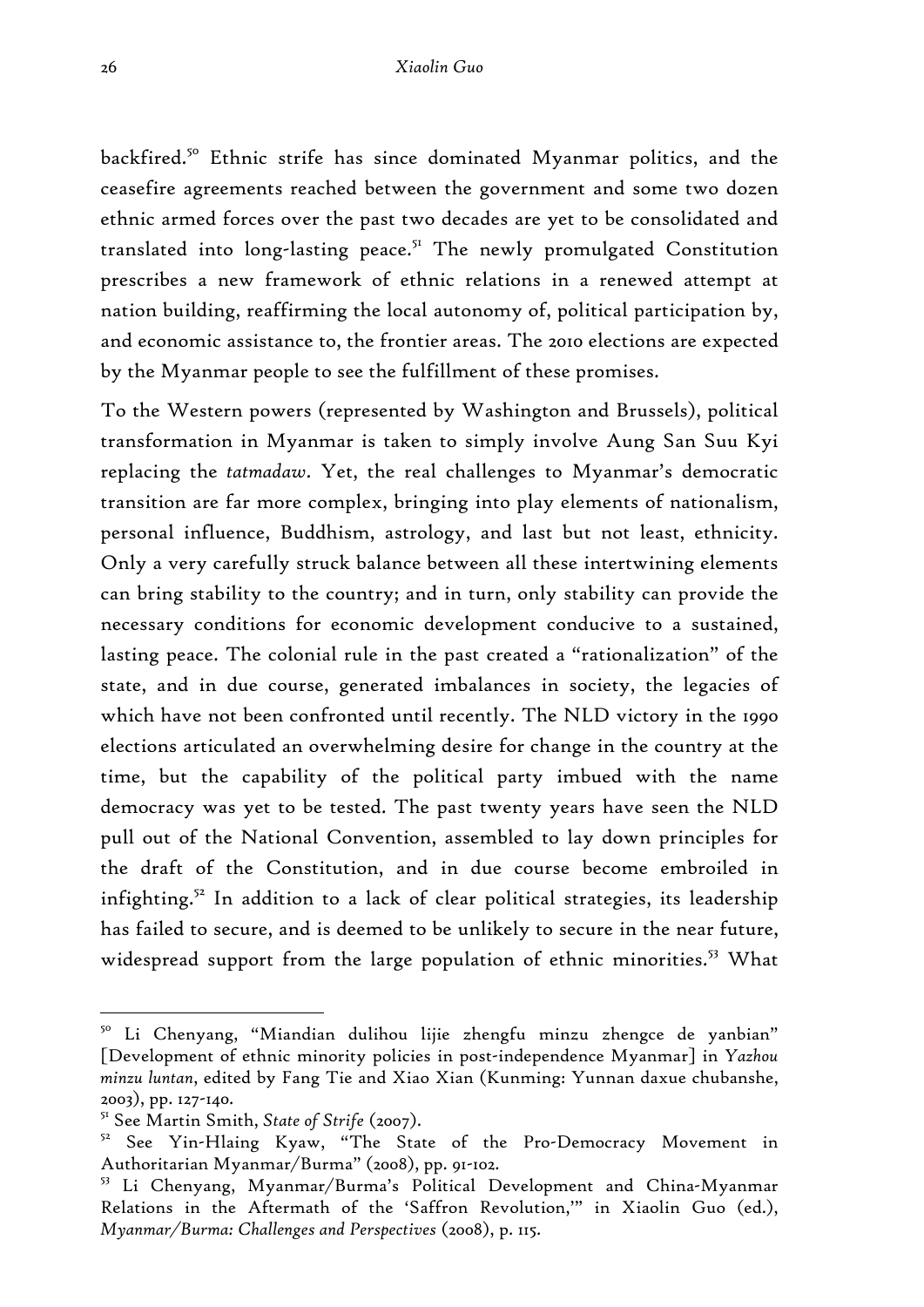backfired.[50] Ethnic strife has since dominated Myanmar politics, and the ceasefire agreements reached between the government and some two dozen ethnic armed forces over the past two decades are yet to be consolidated and translated into long-lasting peace.[51] The newly promulgated Constitution prescribes a new framework of ethnic relations in a renewed attempt at nation building, reaffirming the local autonomy of, political participation by, and economic assistance to, the frontier areas. The 2010 elections are expected by the Myanmar people to see the fulfillment of these promises.

To the Western powers (represented by Washington and Brussels), political transformation in Myanmar is taken to simply involve Aung San Suu Kyi replacing the *tatmadaw*. Yet, the real challenges to Myanmar's democratic transition are far more complex, bringing into play elements of nationalism, personal influence, Buddhism, astrology, and last but not least, ethnicity. Only a very carefully struck balance between all these intertwining elements can bring stability to the country; and in turn, only stability can provide the necessary conditions for economic development conducive to a sustained, lasting peace. The colonial rule in the past created a "rationalization" of the state, and in due course, generated imbalances in society, the legacies of which have not been confronted until recently. The NLD victory in the 1990 elections articulated an overwhelming desire for change in the country at the time, but the capability of the political party imbued with the name democracy was yet to be tested. The past twenty years have seen the NLD pull out of the National Convention, assembled to lay down principles for the draft of the Constitution, and in due course become embroiled in infighting.[52] In addition to a lack of clear political strategies, its leadership has failed to secure, and is deemed to be unlikely to secure in the near future, widespread support from the large population of ethnic minorities.[53] What

---

[50] Li Chenyang, "Miandian dulihou lijie zhengfu minzu zhengce de yanbian" [Development of ethnic minority policies in post-independence Myanmar] in *Yazhou minzu luntan*, edited by Fang Tie and Xiao Xian (Kunming: Yunnan daxue chubanshe, 2003), pp. 127-140.

[51] See Martin Smith, *State of Strife* (2007).

[52] See Yin-Hlaing Kyaw, "The State of the Pro-Democracy Movement in Authoritarian Myanmar/Burma" (2008), pp. 91-102.

[53] Li Chenyang, Myanmar/Burma's Political Development and China-Myanmar Relations in the Aftermath of the 'Saffron Revolution,'" in Xiaolin Guo (ed.), *Myanmar/Burma: Challenges and Perspectives* (2008), p. 115.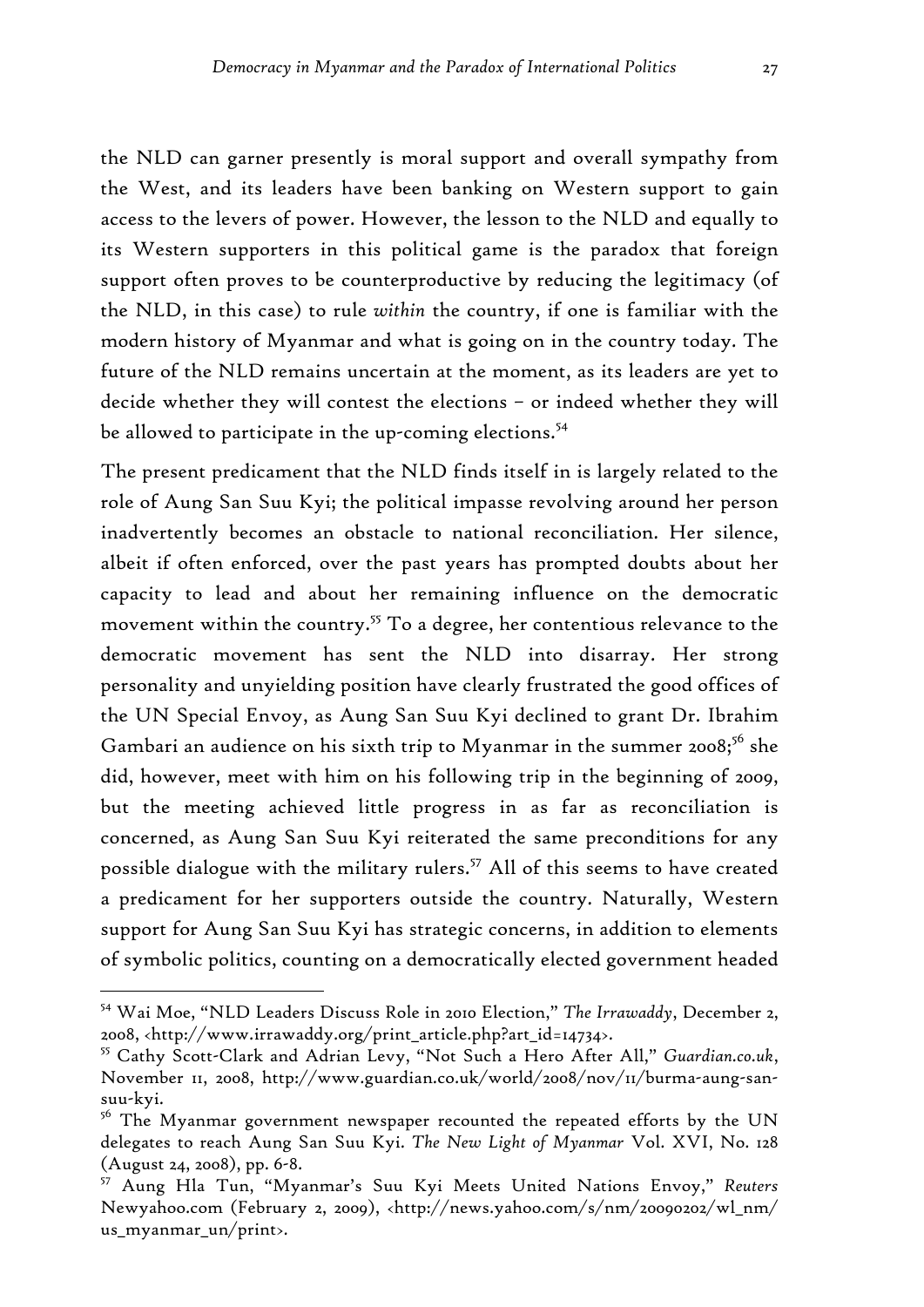the NLD can garner presently is moral support and overall sympathy from the West, and its leaders have been banking on Western support to gain access to the levers of power. However, the lesson to the NLD and equally to its Western supporters in this political game is the paradox that foreign support often proves to be counterproductive by reducing the legitimacy (of the NLD, in this case) to rule *within* the country, if one is familiar with the modern history of Myanmar and what is going on in the country today. The future of the NLD remains uncertain at the moment, as its leaders are yet to decide whether they will contest the elections – or indeed whether they will be allowed to participate in the up-coming elections.[54]

The present predicament that the NLD finds itself in is largely related to the role of Aung San Suu Kyi; the political impasse revolving around her person inadvertently becomes an obstacle to national reconciliation. Her silence, albeit if often enforced, over the past years has prompted doubts about her capacity to lead and about her remaining influence on the democratic movement within the country.[55] To a degree, her contentious relevance to the democratic movement has sent the NLD into disarray. Her strong personality and unyielding position have clearly frustrated the good offices of the UN Special Envoy, as Aung San Suu Kyi declined to grant Dr. Ibrahim Gambari an audience on his sixth trip to Myanmar in the summer 2008;[56] she did, however, meet with him on his following trip in the beginning of 2009, but the meeting achieved little progress in as far as reconciliation is concerned, as Aung San Suu Kyi reiterated the same preconditions for any possible dialogue with the military rulers.[57] All of this seems to have created a predicament for her supporters outside the country. Naturally, Western support for Aung San Suu Kyi has strategic concerns, in addition to elements of symbolic politics, counting on a democratically elected government headed

---

[54] Wai Moe, "NLD Leaders Discuss Role in 2010 Election," *The Irrawaddy*, December 2, 2008, <http://www.irrawaddy.org/print_article.php?art_id=14734>.

[55] Cathy Scott-Clark and Adrian Levy, "Not Such a Hero After All," *Guardian.co.uk*, November 11, 2008, http://www.guardian.co.uk/world/2008/nov/11/burma-aung-san-suu-kyi.

[56] The Myanmar government newspaper recounted the repeated efforts by the UN delegates to reach Aung San Suu Kyi. *The New Light of Myanmar* Vol. XVI, No. 128 (August 24, 2008), pp. 6-8.

[57] Aung Hla Tun, "Myanmar's Suu Kyi Meets United Nations Envoy," *Reuters* Newyahoo.com (February 2, 2009), <http://news.yahoo.com/s/nm/20090202/wl_nm/us_myanmar_un/print>.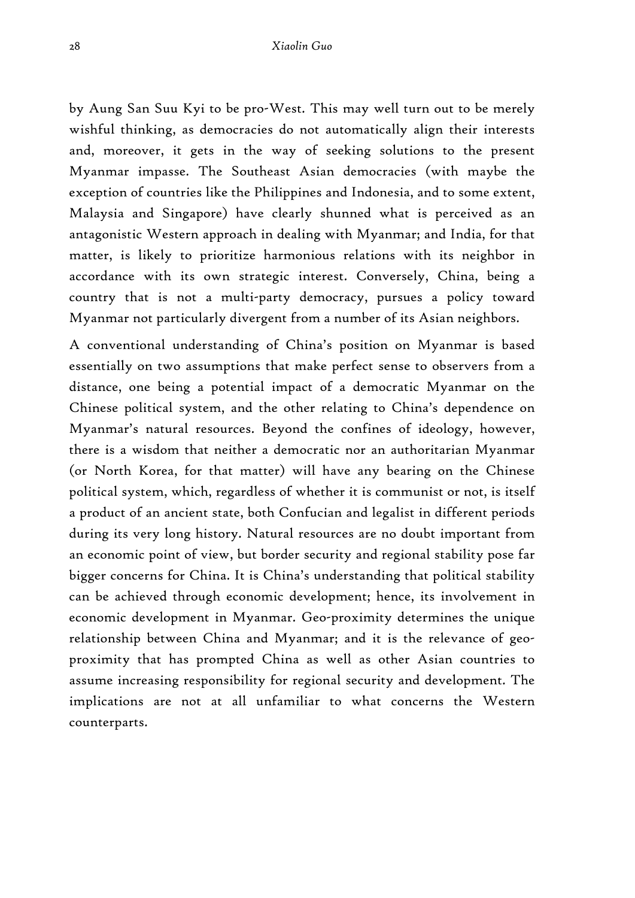by Aung San Suu Kyi to be pro-West. This may well turn out to be merely wishful thinking, as democracies do not automatically align their interests and, moreover, it gets in the way of seeking solutions to the present Myanmar impasse. The Southeast Asian democracies (with maybe the exception of countries like the Philippines and Indonesia, and to some extent, Malaysia and Singapore) have clearly shunned what is perceived as an antagonistic Western approach in dealing with Myanmar; and India, for that matter, is likely to prioritize harmonious relations with its neighbor in accordance with its own strategic interest. Conversely, China, being a country that is not a multi-party democracy, pursues a policy toward Myanmar not particularly divergent from a number of its Asian neighbors.

A conventional understanding of China's position on Myanmar is based essentially on two assumptions that make perfect sense to observers from a distance, one being a potential impact of a democratic Myanmar on the Chinese political system, and the other relating to China's dependence on Myanmar's natural resources. Beyond the confines of ideology, however, there is a wisdom that neither a democratic nor an authoritarian Myanmar (or North Korea, for that matter) will have any bearing on the Chinese political system, which, regardless of whether it is communist or not, is itself a product of an ancient state, both Confucian and legalist in different periods during its very long history. Natural resources are no doubt important from an economic point of view, but border security and regional stability pose far bigger concerns for China. It is China's understanding that political stability can be achieved through economic development; hence, its involvement in economic development in Myanmar. Geo-proximity determines the unique relationship between China and Myanmar; and it is the relevance of geo-proximity that has prompted China as well as other Asian countries to assume increasing responsibility for regional security and development. The implications are not at all unfamiliar to what concerns the Western counterparts.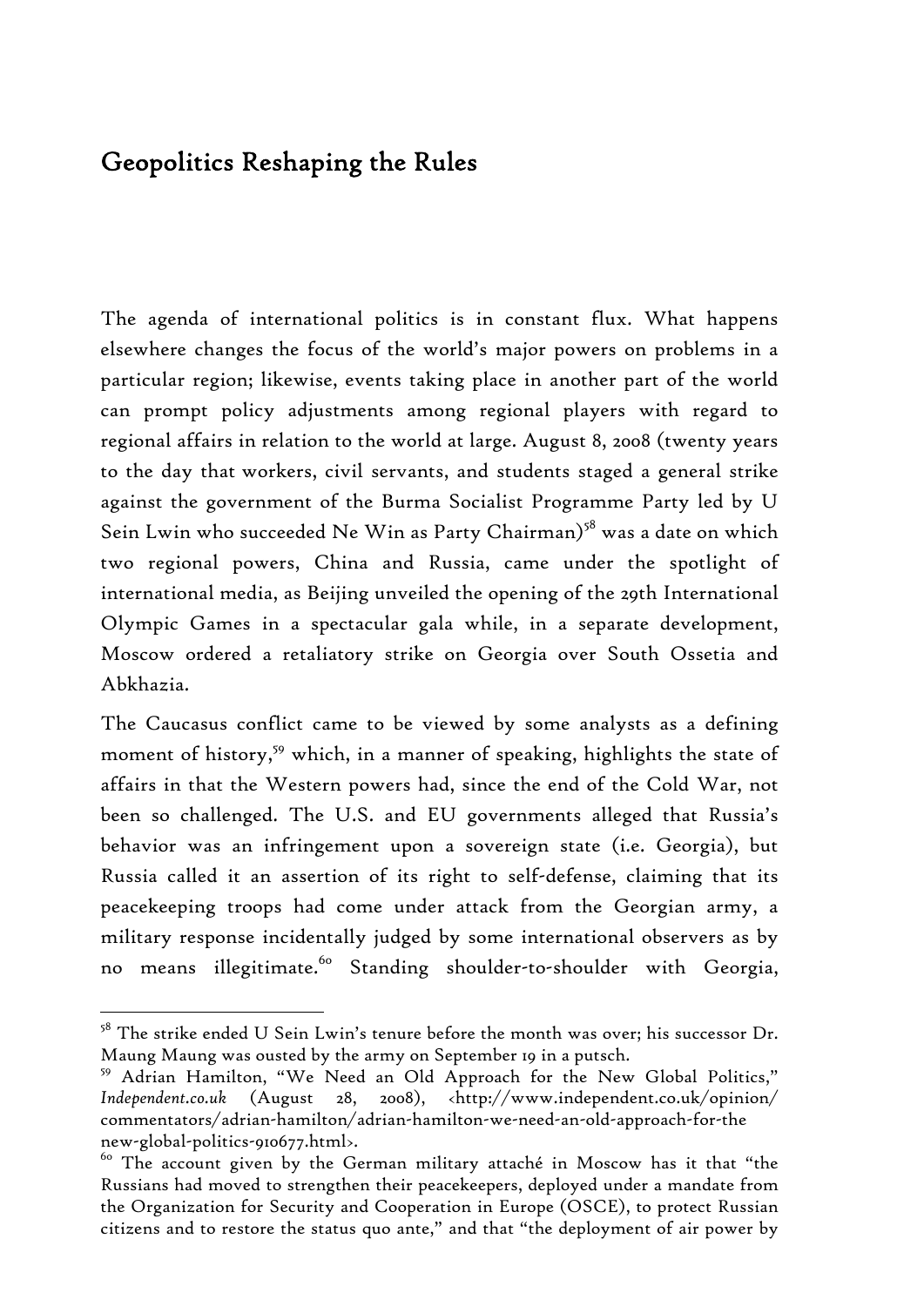## Geopolitics Reshaping the Rules

The agenda of international politics is in constant flux. What happens elsewhere changes the focus of the world's major powers on problems in a particular region; likewise, events taking place in another part of the world can prompt policy adjustments among regional players with regard to regional affairs in relation to the world at large. August 8, 2008 (twenty years to the day that workers, civil servants, and students staged a general strike against the government of the Burma Socialist Programme Party led by U Sein Lwin who succeeded Ne Win as Party Chairman)[58] was a date on which two regional powers, China and Russia, came under the spotlight of international media, as Beijing unveiled the opening of the 29th International Olympic Games in a spectacular gala while, in a separate development, Moscow ordered a retaliatory strike on Georgia over South Ossetia and Abkhazia.

The Caucasus conflict came to be viewed by some analysts as a defining moment of history,[59] which, in a manner of speaking, highlights the state of affairs in that the Western powers had, since the end of the Cold War, not been so challenged. The U.S. and EU governments alleged that Russia's behavior was an infringement upon a sovereign state (i.e. Georgia), but Russia called it an assertion of its right to self-defense, claiming that its peacekeeping troops had come under attack from the Georgian army, a military response incidentally judged by some international observers as by no means illegitimate.[60] Standing shoulder-to-shoulder with Georgia,

---

[58] The strike ended U Sein Lwin's tenure before the month was over; his successor Dr. Maung Maung was ousted by the army on September 19 in a putsch.

[59] Adrian Hamilton, "We Need an Old Approach for the New Global Politics," *Independent.co.uk* (August 28, 2008), <http://www.independent.co.uk/opinion/commentators/adrian-hamilton/adrian-hamilton-we-need-an-old-approach-for-the-new-global-politics-910677.html>.

[60] The account given by the German military attaché in Moscow has it that "the Russians had moved to strengthen their peacekeepers, deployed under a mandate from the Organization for Security and Cooperation in Europe (OSCE), to protect Russian citizens and to restore the status quo ante," and that "the deployment of air power by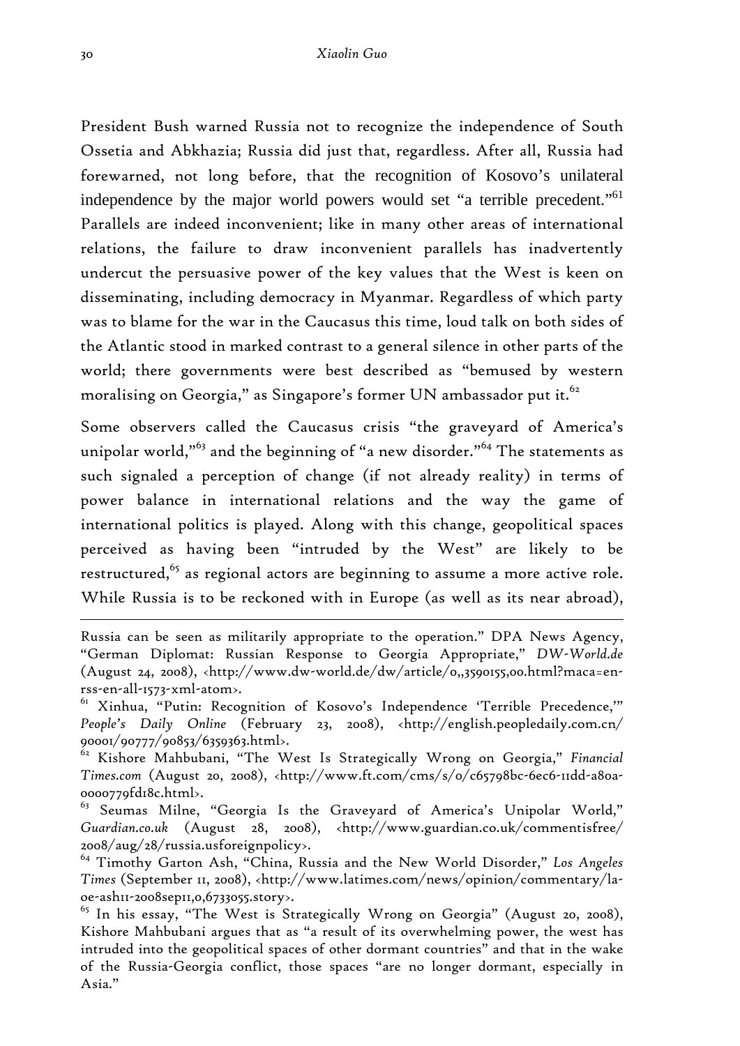President Bush warned Russia not to recognize the independence of South Ossetia and Abkhazia; Russia did just that, regardless. After all, Russia had forewarned, not long before, that the recognition of Kosovo's unilateral independence by the major world powers would set "a terrible precedent."[61] Parallels are indeed inconvenient; like in many other areas of international relations, the failure to draw inconvenient parallels has inadvertently undercut the persuasive power of the key values that the West is keen on disseminating, including democracy in Myanmar. Regardless of which party was to blame for the war in the Caucasus this time, loud talk on both sides of the Atlantic stood in marked contrast to a general silence in other parts of the world; there governments were best described as "bemused by western moralising on Georgia," as Singapore's former UN ambassador put it.[62]

Some observers called the Caucasus crisis "the graveyard of America's unipolar world,"[63] and the beginning of "a new disorder."[64] The statements as such signaled a perception of change (if not already reality) in terms of power balance in international relations and the way the game of international politics is played. Along with this change, geopolitical spaces perceived as having been "intruded by the West" are likely to be restructured,[65] as regional actors are beginning to assume a more active role. While Russia is to be reckoned with in Europe (as well as its near abroad),

---

Russia can be seen as militarily appropriate to the operation." DPA News Agency, "German Diplomat: Russian Response to Georgia Appropriate," *DW-World.de* (August 24, 2008), <http://www.dw-world.de/dw/article/0,,3590155,00.html?maca=en-rss-en-all-1573-xml-atom>.

[61] Xinhua, "Putin: Recognition of Kosovo's Independence 'Terrible Precedence,'" *People's Daily Online* (February 23, 2008), <http://english.peopledaily.com.cn/90001/90777/90853/6359363.html>.

[62] Kishore Mahbubani, "The West Is Strategically Wrong on Georgia," *Financial Times.com* (August 20, 2008), <http://www.ft.com/cms/s/0/c65798bc-6ec6-11dd-a80a-0000779fd18c.html>.

[63] Seumas Milne, "Georgia Is the Graveyard of America's Unipolar World," *Guardian.co.uk* (August 28, 2008), <http://www.guardian.co.uk/commentisfree/2008/aug/28/russia.usforeignpolicy>.

[64] Timothy Garton Ash, "China, Russia and the New World Disorder," *Los Angeles Times* (September 11, 2008), <http://www.latimes.com/news/opinion/commentary/la-oe-ash11-2008sep11,0,6733055.story>.

[65] In his essay, "The West is Strategically Wrong on Georgia" (August 20, 2008), Kishore Mahbubani argues that as "a result of its overwhelming power, the west has intruded into the geopolitical spaces of other dormant countries" and that in the wake of the Russia-Georgia conflict, those spaces "are no longer dormant, especially in Asia."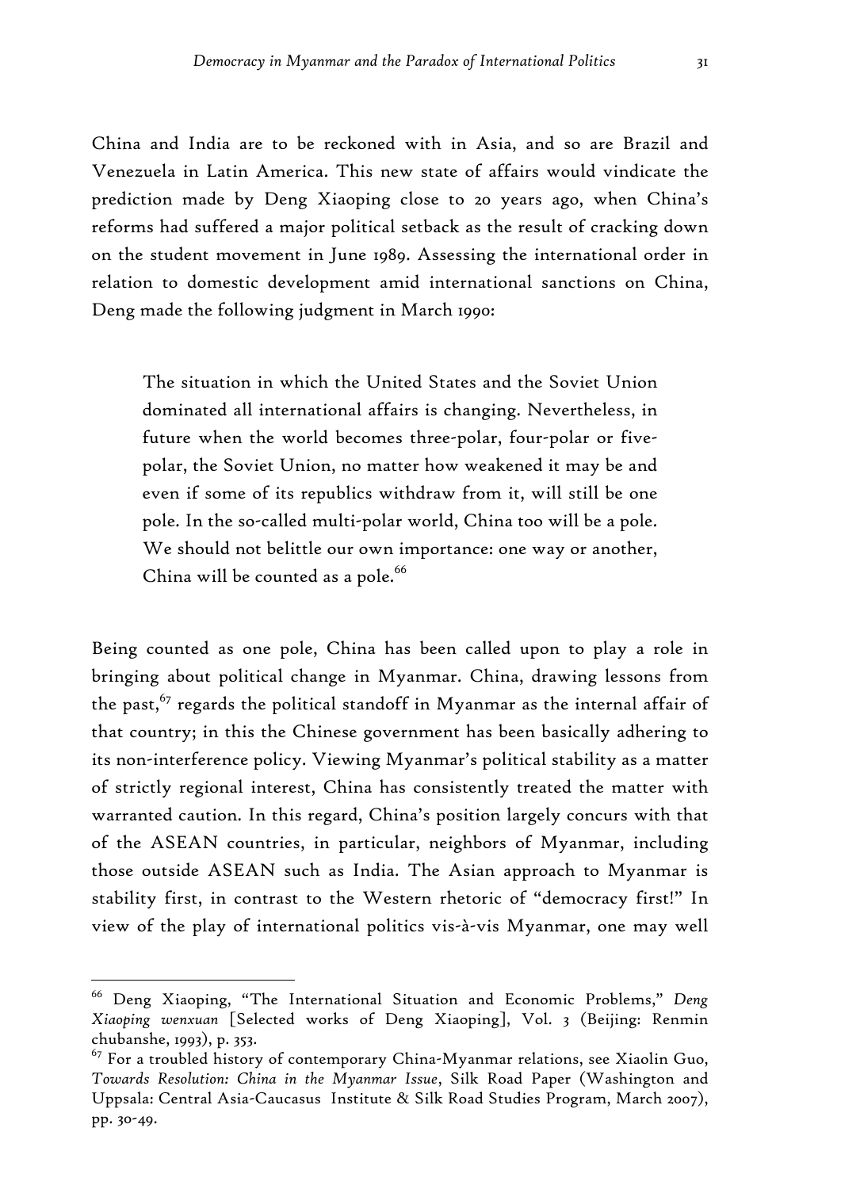China and India are to be reckoned with in Asia, and so are Brazil and Venezuela in Latin America. This new state of affairs would vindicate the prediction made by Deng Xiaoping close to 20 years ago, when China's reforms had suffered a major political setback as the result of cracking down on the student movement in June 1989. Assessing the international order in relation to domestic development amid international sanctions on China, Deng made the following judgment in March 1990:

> The situation in which the United States and the Soviet Union dominated all international affairs is changing. Nevertheless, in future when the world becomes three-polar, four-polar or five-polar, the Soviet Union, no matter how weakened it may be and even if some of its republics withdraw from it, will still be one pole. In the so-called multi-polar world, China too will be a pole. We should not belittle our own importance: one way or another, China will be counted as a pole.[66]

Being counted as one pole, China has been called upon to play a role in bringing about political change in Myanmar. China, drawing lessons from the past,[67] regards the political standoff in Myanmar as the internal affair of that country; in this the Chinese government has been basically adhering to its non-interference policy. Viewing Myanmar's political stability as a matter of strictly regional interest, China has consistently treated the matter with warranted caution. In this regard, China's position largely concurs with that of the ASEAN countries, in particular, neighbors of Myanmar, including those outside ASEAN such as India. The Asian approach to Myanmar is stability first, in contrast to the Western rhetoric of "democracy first!" In view of the play of international politics vis-à-vis Myanmar, one may well

---

[66] Deng Xiaoping, "The International Situation and Economic Problems," *Deng Xiaoping wenxuan* [Selected works of Deng Xiaoping], Vol. 3 (Beijing: Renmin chubanshe, 1993), p. 353.

[67] For a troubled history of contemporary China-Myanmar relations, see Xiaolin Guo, *Towards Resolution: China in the Myanmar Issue*, Silk Road Paper (Washington and Uppsala: Central Asia-Caucasus Institute & Silk Road Studies Program, March 2007), pp. 30-49.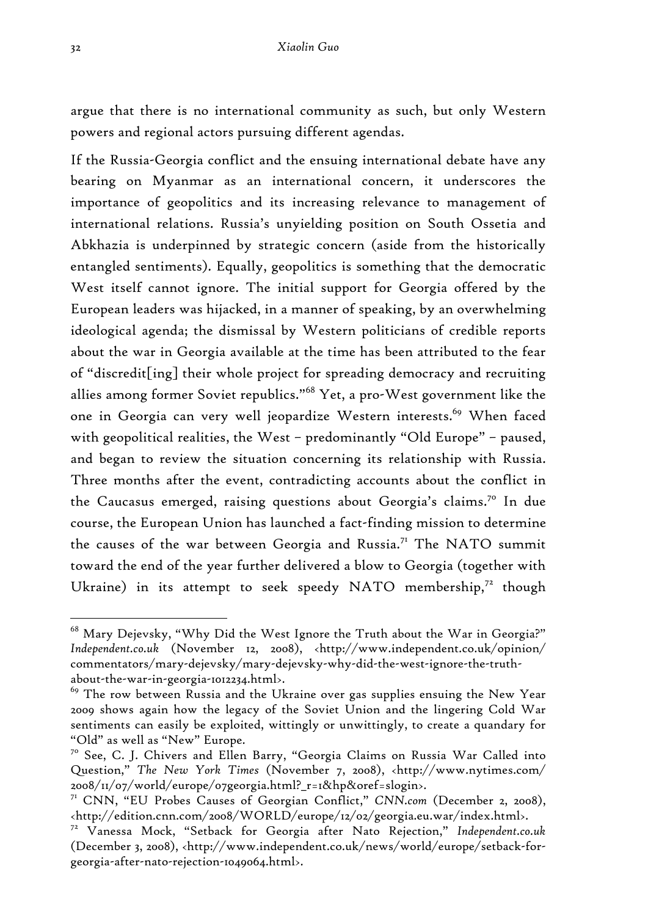argue that there is no international community as such, but only Western powers and regional actors pursuing different agendas.

If the Russia-Georgia conflict and the ensuing international debate have any bearing on Myanmar as an international concern, it underscores the importance of geopolitics and its increasing relevance to management of international relations. Russia's unyielding position on South Ossetia and Abkhazia is underpinned by strategic concern (aside from the historically entangled sentiments). Equally, geopolitics is something that the democratic West itself cannot ignore. The initial support for Georgia offered by the European leaders was hijacked, in a manner of speaking, by an overwhelming ideological agenda; the dismissal by Western politicians of credible reports about the war in Georgia available at the time has been attributed to the fear of "discredit[ing] their whole project for spreading democracy and recruiting allies among former Soviet republics."[68] Yet, a pro-West government like the one in Georgia can very well jeopardize Western interests.[69] When faced with geopolitical realities, the West – predominantly "Old Europe" – paused, and began to review the situation concerning its relationship with Russia. Three months after the event, contradicting accounts about the conflict in the Caucasus emerged, raising questions about Georgia's claims.[70] In due course, the European Union has launched a fact-finding mission to determine the causes of the war between Georgia and Russia.[71] The NATO summit toward the end of the year further delivered a blow to Georgia (together with Ukraine) in its attempt to seek speedy NATO membership,[72] though

---

[68] Mary Dejevsky, "Why Did the West Ignore the Truth about the War in Georgia?" *Independent.co.uk* (November 12, 2008), <http://www.independent.co.uk/opinion/commentators/mary-dejevsky/mary-dejevsky-why-did-the-west-ignore-the-truth-about-the-war-in-georgia-1012234.html>.

[69] The row between Russia and the Ukraine over gas supplies ensuing the New Year 2009 shows again how the legacy of the Soviet Union and the lingering Cold War sentiments can easily be exploited, wittingly or unwittingly, to create a quandary for "Old" as well as "New" Europe.

[70] See, C. J. Chivers and Ellen Barry, "Georgia Claims on Russia War Called into Question," *The New York Times* (November 7, 2008), <http://www.nytimes.com/2008/11/07/world/europe/07georgia.html?_r=1&hp&oref=slogin>.

[71] CNN, "EU Probes Causes of Georgian Conflict," *CNN.com* (December 2, 2008), <http://edition.cnn.com/2008/WORLD/europe/12/02/georgia.eu.war/index.html>.

[72] Vanessa Mock, "Setback for Georgia after Nato Rejection," *Independent.co.uk* (December 3, 2008), <http://www.independent.co.uk/news/world/europe/setback-for-georgia-after-nato-rejection-1049064.html>.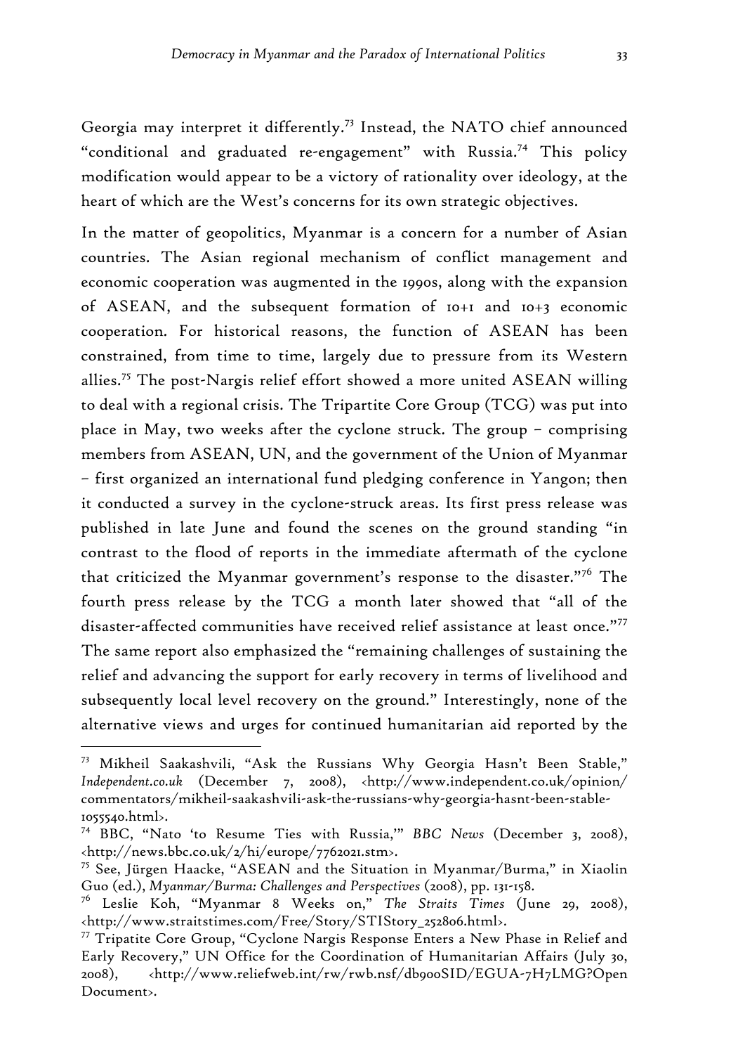Georgia may interpret it differently.[73] Instead, the NATO chief announced "conditional and graduated re-engagement" with Russia.[74] This policy modification would appear to be a victory of rationality over ideology, at the heart of which are the West's concerns for its own strategic objectives.

In the matter of geopolitics, Myanmar is a concern for a number of Asian countries. The Asian regional mechanism of conflict management and economic cooperation was augmented in the 1990s, along with the expansion of ASEAN, and the subsequent formation of 10+1 and 10+3 economic cooperation. For historical reasons, the function of ASEAN has been constrained, from time to time, largely due to pressure from its Western allies.[75] The post-Nargis relief effort showed a more united ASEAN willing to deal with a regional crisis. The Tripartite Core Group (TCG) was put into place in May, two weeks after the cyclone struck. The group – comprising members from ASEAN, UN, and the government of the Union of Myanmar – first organized an international fund pledging conference in Yangon; then it conducted a survey in the cyclone-struck areas. Its first press release was published in late June and found the scenes on the ground standing "in contrast to the flood of reports in the immediate aftermath of the cyclone that criticized the Myanmar government's response to the disaster."[76] The fourth press release by the TCG a month later showed that "all of the disaster-affected communities have received relief assistance at least once."[77] The same report also emphasized the "remaining challenges of sustaining the relief and advancing the support for early recovery in terms of livelihood and subsequently local level recovery on the ground." Interestingly, none of the alternative views and urges for continued humanitarian aid reported by the

---

[73] Mikheil Saakashvili, "Ask the Russians Why Georgia Hasn't Been Stable," *Independent.co.uk* (December 7, 2008), <http://www.independent.co.uk/opinion/commentators/mikheil-saakashvili-ask-the-russians-why-georgia-hasnt-been-stable-1055540.html>.

[74] BBC, "Nato 'to Resume Ties with Russia,'" *BBC News* (December 3, 2008), <http://news.bbc.co.uk/2/hi/europe/7762021.stm>.

[75] See, Jürgen Haacke, "ASEAN and the Situation in Myanmar/Burma," in Xiaolin Guo (ed.), *Myanmar/Burma: Challenges and Perspectives* (2008), pp. 131-158.

[76] Leslie Koh, "Myanmar 8 Weeks on," *The Straits Times* (June 29, 2008), <http://www.straitstimes.com/Free/Story/STIStory_252806.html>.

[77] Tripatite Core Group, "Cyclone Nargis Response Enters a New Phase in Relief and Early Recovery," UN Office for the Coordination of Humanitarian Affairs (July 30, 2008), <http://www.reliefweb.int/rw/rwb.nsf/db900SID/EGUA-7H7LMG?OpenDocument>.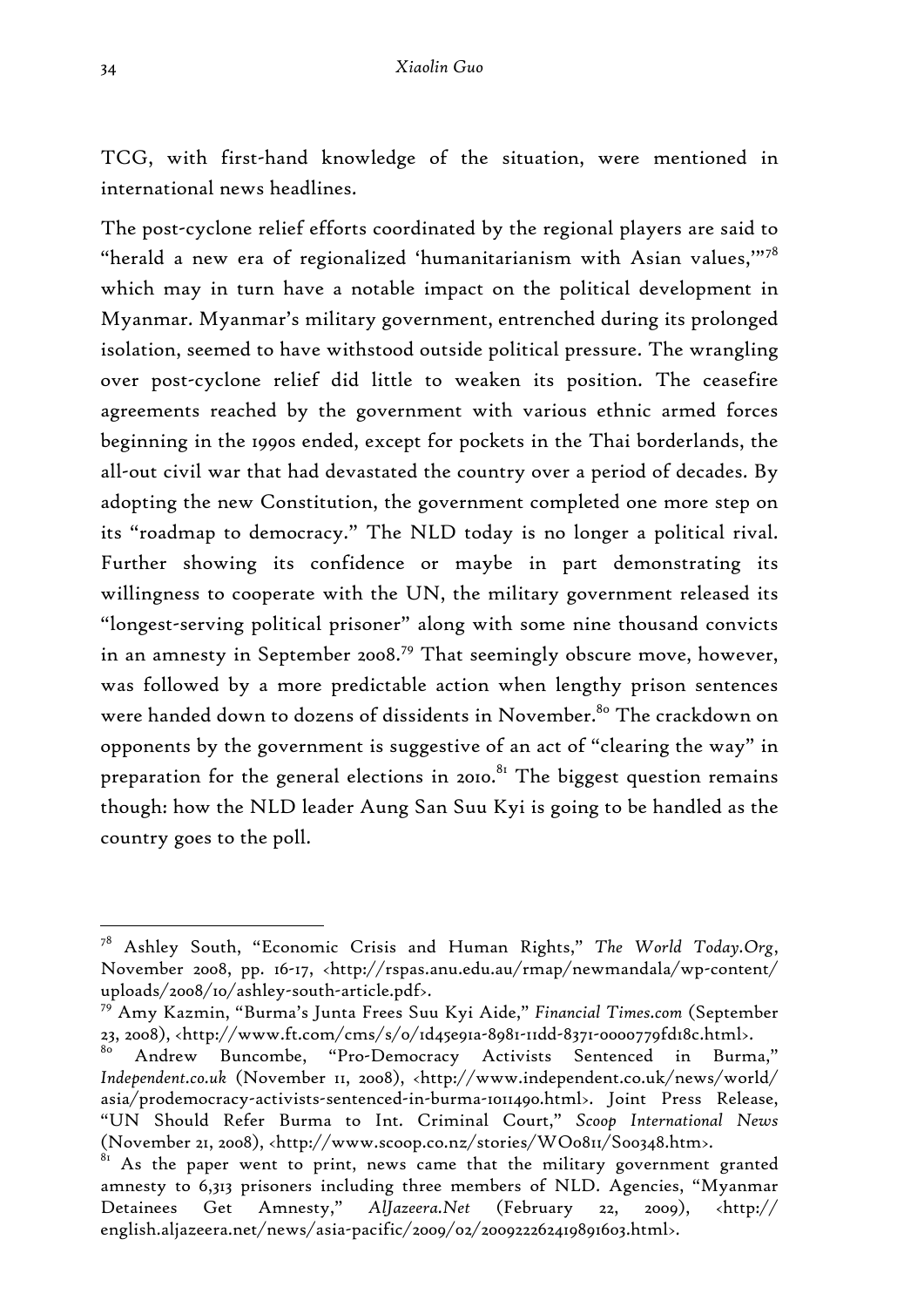TCG, with first-hand knowledge of the situation, were mentioned in international news headlines.

The post-cyclone relief efforts coordinated by the regional players are said to "herald a new era of regionalized 'humanitarianism with Asian values,'"[78] which may in turn have a notable impact on the political development in Myanmar. Myanmar's military government, entrenched during its prolonged isolation, seemed to have withstood outside political pressure. The wrangling over post-cyclone relief did little to weaken its position. The ceasefire agreements reached by the government with various ethnic armed forces beginning in the 1990s ended, except for pockets in the Thai borderlands, the all-out civil war that had devastated the country over a period of decades. By adopting the new Constitution, the government completed one more step on its "roadmap to democracy." The NLD today is no longer a political rival. Further showing its confidence or maybe in part demonstrating its willingness to cooperate with the UN, the military government released its "longest-serving political prisoner" along with some nine thousand convicts in an amnesty in September 2008.[79] That seemingly obscure move, however, was followed by a more predictable action when lengthy prison sentences were handed down to dozens of dissidents in November.[80] The crackdown on opponents by the government is suggestive of an act of "clearing the way" in preparation for the general elections in 2010.[81] The biggest question remains though: how the NLD leader Aung San Suu Kyi is going to be handled as the country goes to the poll.

---

[78] Ashley South, "Economic Crisis and Human Rights," *The World Today.Org*, November 2008, pp. 16-17, <http://rspas.anu.edu.au/rmap/newmandala/wp-content/uploads/2008/10/ashley-south-article.pdf>.

[79] Amy Kazmin, "Burma's Junta Frees Suu Kyi Aide," *Financial Times.com* (September 23, 2008), <http://www.ft.com/cms/s/0/1d45e91a-8981-11dd-8371-0000779fd18c.html>.

[80] Andrew Buncombe, "Pro-Democracy Activists Sentenced in Burma," *Independent.co.uk* (November 11, 2008), <http://www.independent.co.uk/news/world/asia/prodemocracy-activists-sentenced-in-burma-1011490.html>. Joint Press Release, "UN Should Refer Burma to Int. Criminal Court," *Scoop International News* (November 21, 2008), <http://www.scoop.co.nz/stories/WO0811/S00348.htm>.

[81] As the paper went to print, news came that the military government granted amnesty to 6,313 prisoners including three members of NLD. Agencies, "Myanmar Detainees Get Amnesty," *AlJazeera.Net* (February 22, 2009), <http://english.aljazeera.net/news/asia-pacific/2009/02/200922262419891603.html>.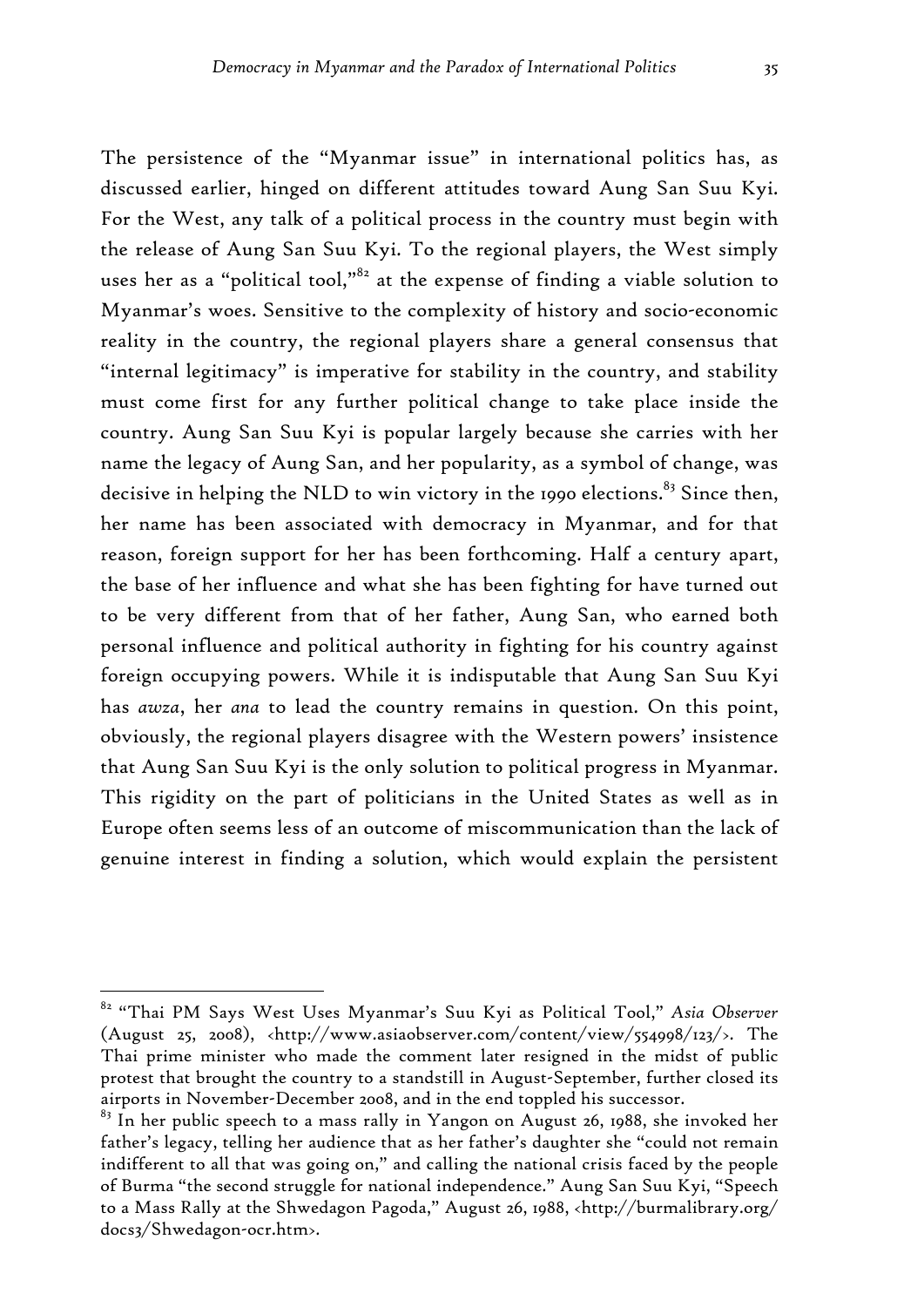The persistence of the "Myanmar issue" in international politics has, as discussed earlier, hinged on different attitudes toward Aung San Suu Kyi. For the West, any talk of a political process in the country must begin with the release of Aung San Suu Kyi. To the regional players, the West simply uses her as a "political tool,"[82] at the expense of finding a viable solution to Myanmar's woes. Sensitive to the complexity of history and socio-economic reality in the country, the regional players share a general consensus that "internal legitimacy" is imperative for stability in the country, and stability must come first for any further political change to take place inside the country. Aung San Suu Kyi is popular largely because she carries with her name the legacy of Aung San, and her popularity, as a symbol of change, was decisive in helping the NLD to win victory in the 1990 elections.[83] Since then, her name has been associated with democracy in Myanmar, and for that reason, foreign support for her has been forthcoming. Half a century apart, the base of her influence and what she has been fighting for have turned out to be very different from that of her father, Aung San, who earned both personal influence and political authority in fighting for his country against foreign occupying powers. While it is indisputable that Aung San Suu Kyi has *awza*, her *ana* to lead the country remains in question. On this point, obviously, the regional players disagree with the Western powers' insistence that Aung San Suu Kyi is the only solution to political progress in Myanmar. This rigidity on the part of politicians in the United States as well as in Europe often seems less of an outcome of miscommunication than the lack of genuine interest in finding a solution, which would explain the persistent

---

[82] "Thai PM Says West Uses Myanmar's Suu Kyi as Political Tool," *Asia Observer* (August 25, 2008), <http://www.asiaobserver.com/content/view/554998/123/>. The Thai prime minister who made the comment later resigned in the midst of public protest that brought the country to a standstill in August-September, further closed its airports in November-December 2008, and in the end toppled his successor.

[83] In her public speech to a mass rally in Yangon on August 26, 1988, she invoked her father's legacy, telling her audience that as her father's daughter she "could not remain indifferent to all that was going on," and calling the national crisis faced by the people of Burma "the second struggle for national independence." Aung San Suu Kyi, "Speech to a Mass Rally at the Shwedagon Pagoda," August 26, 1988, <http://burmalibrary.org/docs3/Shwedagon-ocr.htm>.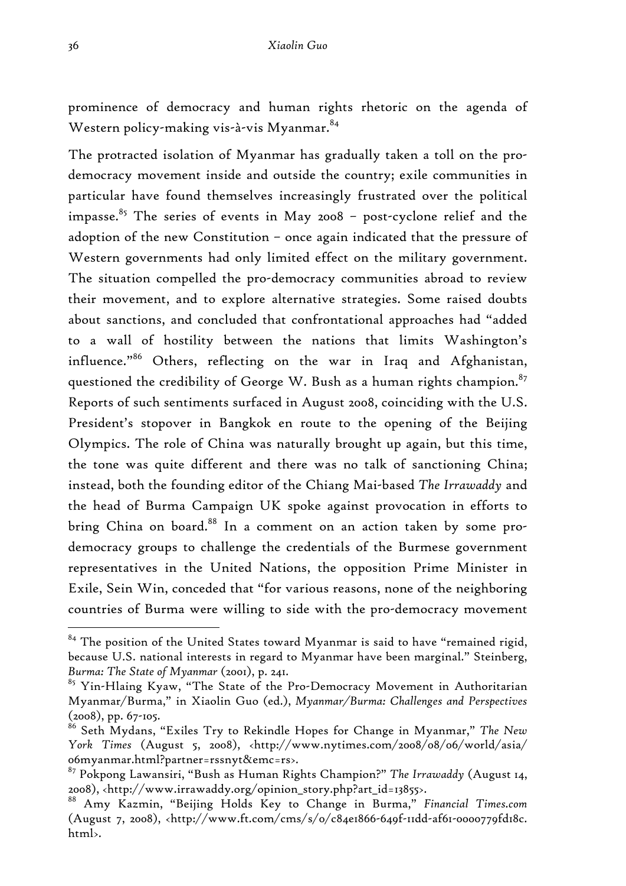prominence of democracy and human rights rhetoric on the agenda of Western policy-making vis-à-vis Myanmar.[84]

The protracted isolation of Myanmar has gradually taken a toll on the pro-democracy movement inside and outside the country; exile communities in particular have found themselves increasingly frustrated over the political impasse.[85] The series of events in May 2008 – post-cyclone relief and the adoption of the new Constitution – once again indicated that the pressure of Western governments had only limited effect on the military government. The situation compelled the pro-democracy communities abroad to review their movement, and to explore alternative strategies. Some raised doubts about sanctions, and concluded that confrontational approaches had "added to a wall of hostility between the nations that limits Washington's influence."[86] Others, reflecting on the war in Iraq and Afghanistan, questioned the credibility of George W. Bush as a human rights champion.[87] Reports of such sentiments surfaced in August 2008, coinciding with the U.S. President's stopover in Bangkok en route to the opening of the Beijing Olympics. The role of China was naturally brought up again, but this time, the tone was quite different and there was no talk of sanctioning China; instead, both the founding editor of the Chiang Mai-based *The Irrawaddy* and the head of Burma Campaign UK spoke against provocation in efforts to bring China on board.[88] In a comment on an action taken by some pro-democracy groups to challenge the credentials of the Burmese government representatives in the United Nations, the opposition Prime Minister in Exile, Sein Win, conceded that "for various reasons, none of the neighboring countries of Burma were willing to side with the pro-democracy movement

---

[84] The position of the United States toward Myanmar is said to have "remained rigid, because U.S. national interests in regard to Myanmar have been marginal." Steinberg, *Burma: The State of Myanmar* (2001), p. 241.

[85] Yin-Hlaing Kyaw, "The State of the Pro-Democracy Movement in Authoritarian Myanmar/Burma," in Xiaolin Guo (ed.), *Myanmar/Burma: Challenges and Perspectives* (2008), pp. 67-105.

[86] Seth Mydans, "Exiles Try to Rekindle Hopes for Change in Myanmar," *The New York Times* (August 5, 2008), <http://www.nytimes.com/2008/08/06/world/asia/06myanmar.html?partner=rssnyt&emc=rs>.

[87] Pokpong Lawansiri, "Bush as Human Rights Champion?" *The Irrawaddy* (August 14, 2008), <http://www.irrawaddy.org/opinion_story.php?art_id=13855>.

[88] Amy Kazmin, "Beijing Holds Key to Change in Burma," *Financial Times.com* (August 7, 2008), <http://www.ft.com/cms/s/0/c84e1866-649f-11dd-af61-0000779fd18c.html>.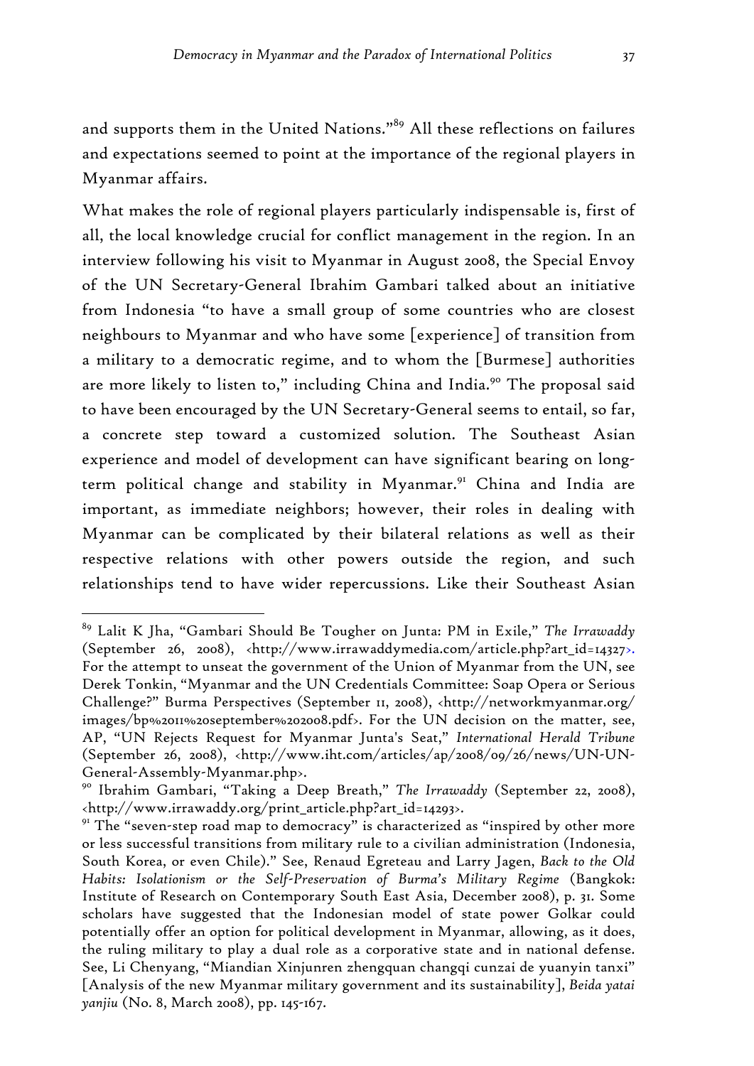and supports them in the United Nations."[89] All these reflections on failures and expectations seemed to point at the importance of the regional players in Myanmar affairs.

What makes the role of regional players particularly indispensable is, first of all, the local knowledge crucial for conflict management in the region. In an interview following his visit to Myanmar in August 2008, the Special Envoy of the UN Secretary-General Ibrahim Gambari talked about an initiative from Indonesia "to have a small group of some countries who are closest neighbours to Myanmar and who have some [experience] of transition from a military to a democratic regime, and to whom the [Burmese] authorities are more likely to listen to," including China and India.[90] The proposal said to have been encouraged by the UN Secretary-General seems to entail, so far, a concrete step toward a customized solution. The Southeast Asian experience and model of development can have significant bearing on long-term political change and stability in Myanmar.[91] China and India are important, as immediate neighbors; however, their roles in dealing with Myanmar can be complicated by their bilateral relations as well as their respective relations with other powers outside the region, and such relationships tend to have wider repercussions. Like their Southeast Asian

---

[89] Lalit K Jha, "Gambari Should Be Tougher on Junta: PM in Exile," *The Irrawaddy* (September 26, 2008), <http://www.irrawaddymedia.com/article.php?art_id=14327>. For the attempt to unseat the government of the Union of Myanmar from the UN, see Derek Tonkin, "Myanmar and the UN Credentials Committee: Soap Opera or Serious Challenge?" Burma Perspectives (September 11, 2008), <http://networkmyanmar.org/images/bp%2011%20september%202008.pdf>. For the UN decision on the matter, see, AP, "UN Rejects Request for Myanmar Junta's Seat," *International Herald Tribune* (September 26, 2008), <http://www.iht.com/articles/ap/2008/09/26/news/UN-UN-General-Assembly-Myanmar.php>.

[90] Ibrahim Gambari, "Taking a Deep Breath," *The Irrawaddy* (September 22, 2008), <http://www.irrawaddy.org/print_article.php?art_id=14293>.

[91] The "seven-step road map to democracy" is characterized as "inspired by other more or less successful transitions from military rule to a civilian administration (Indonesia, South Korea, or even Chile)." See, Renaud Egreteau and Larry Jagen, *Back to the Old Habits: Isolationism or the Self-Preservation of Burma's Military Regime* (Bangkok: Institute of Research on Contemporary South East Asia, December 2008), p. 31. Some scholars have suggested that the Indonesian model of state power Golkar could potentially offer an option for political development in Myanmar, allowing, as it does, the ruling military to play a dual role as a corporative state and in national defense. See, Li Chenyang, "Miandian Xinjunren zhengquan changqi cunzai de yuanyin tanxi" [Analysis of the new Myanmar military government and its sustainability], *Beida yatai yanjiu* (No. 8, March 2008), pp. 145-167.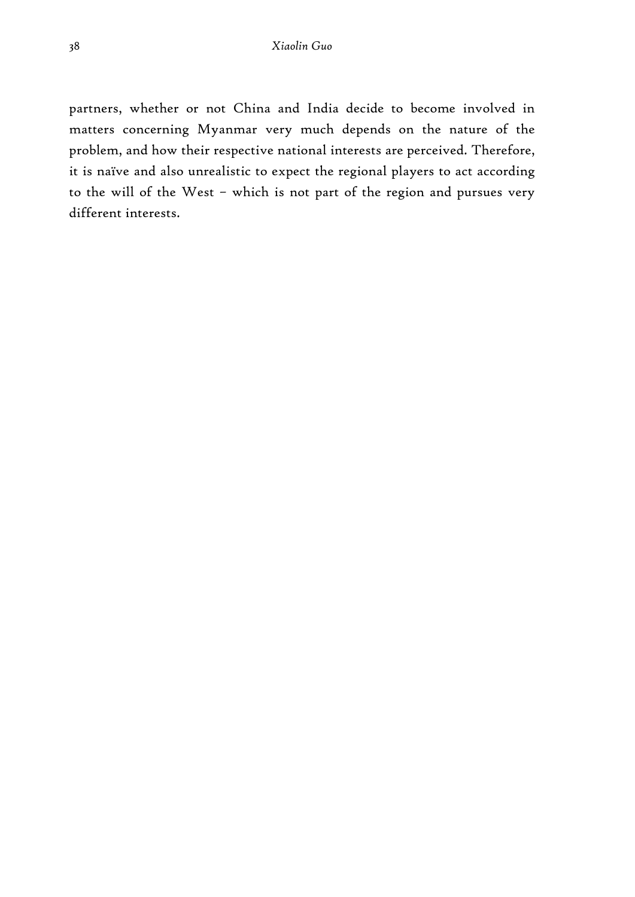partners, whether or not China and India decide to become involved in matters concerning Myanmar very much depends on the nature of the problem, and how their respective national interests are perceived. Therefore, it is naïve and also unrealistic to expect the regional players to act according to the will of the West – which is not part of the region and pursues very different interests.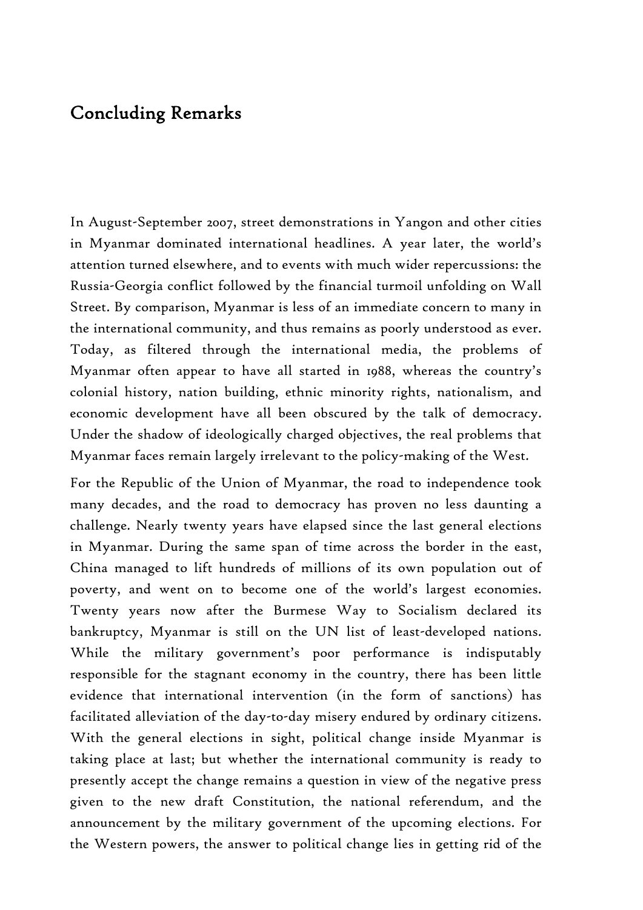## Concluding Remarks

In August-September 2007, street demonstrations in Yangon and other cities in Myanmar dominated international headlines. A year later, the world's attention turned elsewhere, and to events with much wider repercussions: the Russia-Georgia conflict followed by the financial turmoil unfolding on Wall Street. By comparison, Myanmar is less of an immediate concern to many in the international community, and thus remains as poorly understood as ever. Today, as filtered through the international media, the problems of Myanmar often appear to have all started in 1988, whereas the country's colonial history, nation building, ethnic minority rights, nationalism, and economic development have all been obscured by the talk of democracy. Under the shadow of ideologically charged objectives, the real problems that Myanmar faces remain largely irrelevant to the policy-making of the West.

For the Republic of the Union of Myanmar, the road to independence took many decades, and the road to democracy has proven no less daunting a challenge. Nearly twenty years have elapsed since the last general elections in Myanmar. During the same span of time across the border in the east, China managed to lift hundreds of millions of its own population out of poverty, and went on to become one of the world's largest economies. Twenty years now after the Burmese Way to Socialism declared its bankruptcy, Myanmar is still on the UN list of least-developed nations. While the military government's poor performance is indisputably responsible for the stagnant economy in the country, there has been little evidence that international intervention (in the form of sanctions) has facilitated alleviation of the day-to-day misery endured by ordinary citizens. With the general elections in sight, political change inside Myanmar is taking place at last; but whether the international community is ready to presently accept the change remains a question in view of the negative press given to the new draft Constitution, the national referendum, and the announcement by the military government of the upcoming elections. For the Western powers, the answer to political change lies in getting rid of the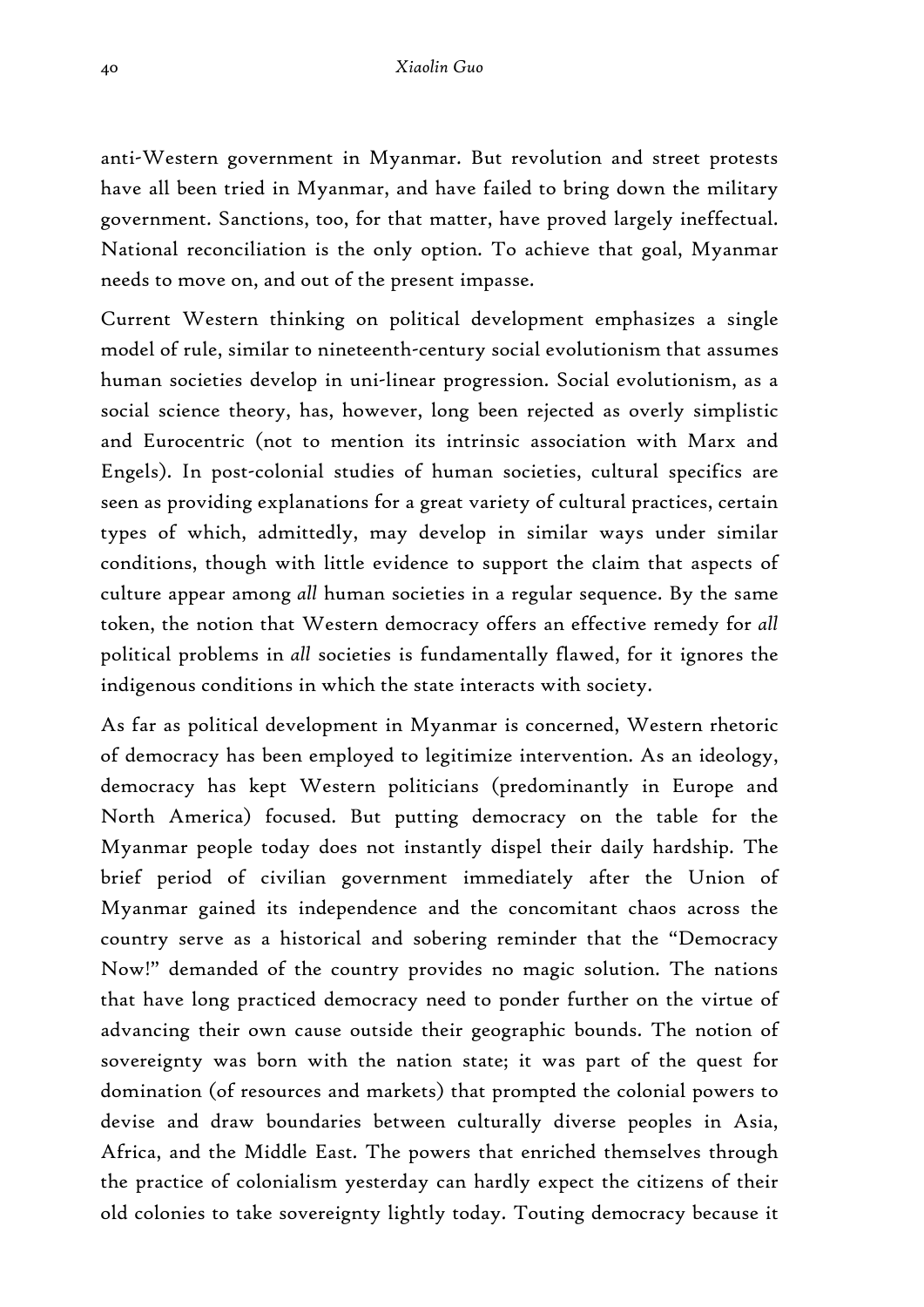anti-Western government in Myanmar. But revolution and street protests have all been tried in Myanmar, and have failed to bring down the military government. Sanctions, too, for that matter, have proved largely ineffectual. National reconciliation is the only option. To achieve that goal, Myanmar needs to move on, and out of the present impasse.

Current Western thinking on political development emphasizes a single model of rule, similar to nineteenth-century social evolutionism that assumes human societies develop in uni-linear progression. Social evolutionism, as a social science theory, has, however, long been rejected as overly simplistic and Eurocentric (not to mention its intrinsic association with Marx and Engels). In post-colonial studies of human societies, cultural specifics are seen as providing explanations for a great variety of cultural practices, certain types of which, admittedly, may develop in similar ways under similar conditions, though with little evidence to support the claim that aspects of culture appear among *all* human societies in a regular sequence. By the same token, the notion that Western democracy offers an effective remedy for *all* political problems in *all* societies is fundamentally flawed, for it ignores the indigenous conditions in which the state interacts with society.

As far as political development in Myanmar is concerned, Western rhetoric of democracy has been employed to legitimize intervention. As an ideology, democracy has kept Western politicians (predominantly in Europe and North America) focused. But putting democracy on the table for the Myanmar people today does not instantly dispel their daily hardship. The brief period of civilian government immediately after the Union of Myanmar gained its independence and the concomitant chaos across the country serve as a historical and sobering reminder that the "Democracy Now!" demanded of the country provides no magic solution. The nations that have long practiced democracy need to ponder further on the virtue of advancing their own cause outside their geographic bounds. The notion of sovereignty was born with the nation state; it was part of the quest for domination (of resources and markets) that prompted the colonial powers to devise and draw boundaries between culturally diverse peoples in Asia, Africa, and the Middle East. The powers that enriched themselves through the practice of colonialism yesterday can hardly expect the citizens of their old colonies to take sovereignty lightly today. Touting democracy because it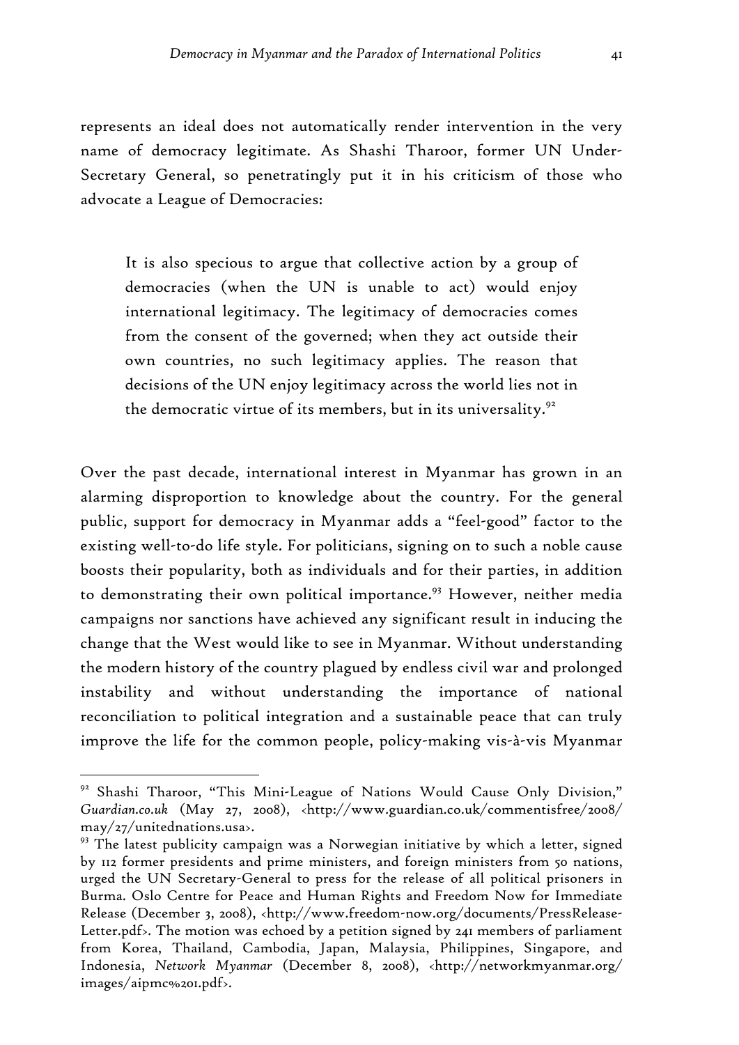represents an ideal does not automatically render intervention in the very name of democracy legitimate. As Shashi Tharoor, former UN Under-Secretary General, so penetratingly put it in his criticism of those who advocate a League of Democracies:

> It is also specious to argue that collective action by a group of democracies (when the UN is unable to act) would enjoy international legitimacy. The legitimacy of democracies comes from the consent of the governed; when they act outside their own countries, no such legitimacy applies. The reason that decisions of the UN enjoy legitimacy across the world lies not in the democratic virtue of its members, but in its universality.[92]

Over the past decade, international interest in Myanmar has grown in an alarming disproportion to knowledge about the country. For the general public, support for democracy in Myanmar adds a "feel-good" factor to the existing well-to-do life style. For politicians, signing on to such a noble cause boosts their popularity, both as individuals and for their parties, in addition to demonstrating their own political importance.[93] However, neither media campaigns nor sanctions have achieved any significant result in inducing the change that the West would like to see in Myanmar. Without understanding the modern history of the country plagued by endless civil war and prolonged instability and without understanding the importance of national reconciliation to political integration and a sustainable peace that can truly improve the life for the common people, policy-making vis-à-vis Myanmar

---

[92] Shashi Tharoor, "This Mini-League of Nations Would Cause Only Division," *Guardian.co.uk* (May 27, 2008), <http://www.guardian.co.uk/commentisfree/2008/may/27/unitednations.usa>.

[93] The latest publicity campaign was a Norwegian initiative by which a letter, signed by 112 former presidents and prime ministers, and foreign ministers from 50 nations, urged the UN Secretary-General to press for the release of all political prisoners in Burma. Oslo Centre for Peace and Human Rights and Freedom Now for Immediate Release (December 3, 2008), <http://www.freedom-now.org/documents/PressRelease-Letter.pdf>. The motion was echoed by a petition signed by 241 members of parliament from Korea, Thailand, Cambodia, Japan, Malaysia, Philippines, Singapore, and Indonesia, *Network Myanmar* (December 8, 2008), <http://networkmyanmar.org/images/aipmc%201.pdf>.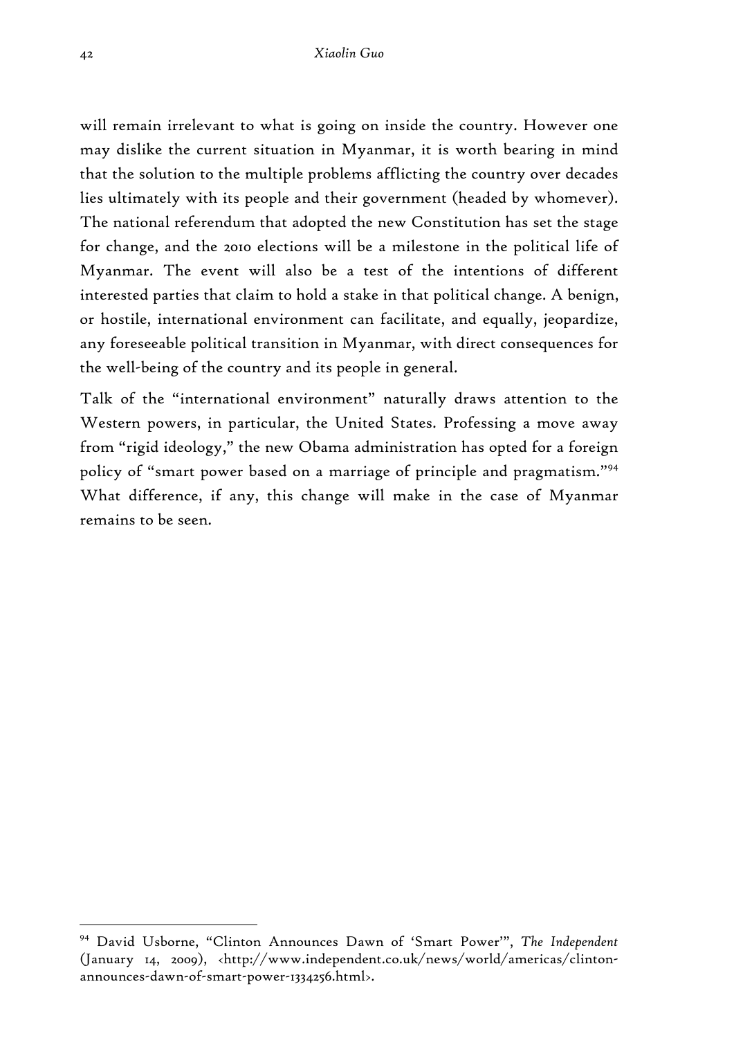will remain irrelevant to what is going on inside the country. However one may dislike the current situation in Myanmar, it is worth bearing in mind that the solution to the multiple problems afflicting the country over decades lies ultimately with its people and their government (headed by whomever). The national referendum that adopted the new Constitution has set the stage for change, and the 2010 elections will be a milestone in the political life of Myanmar. The event will also be a test of the intentions of different interested parties that claim to hold a stake in that political change. A benign, or hostile, international environment can facilitate, and equally, jeopardize, any foreseeable political transition in Myanmar, with direct consequences for the well-being of the country and its people in general.

Talk of the "international environment" naturally draws attention to the Western powers, in particular, the United States. Professing a move away from "rigid ideology," the new Obama administration has opted for a foreign policy of "smart power based on a marriage of principle and pragmatism."[94] What difference, if any, this change will make in the case of Myanmar remains to be seen.

---

[94] David Usborne, "Clinton Announces Dawn of 'Smart Power'", *The Independent* (January 14, 2009), <http://www.independent.co.uk/news/world/americas/clinton-announces-dawn-of-smart-power-1334256.html>.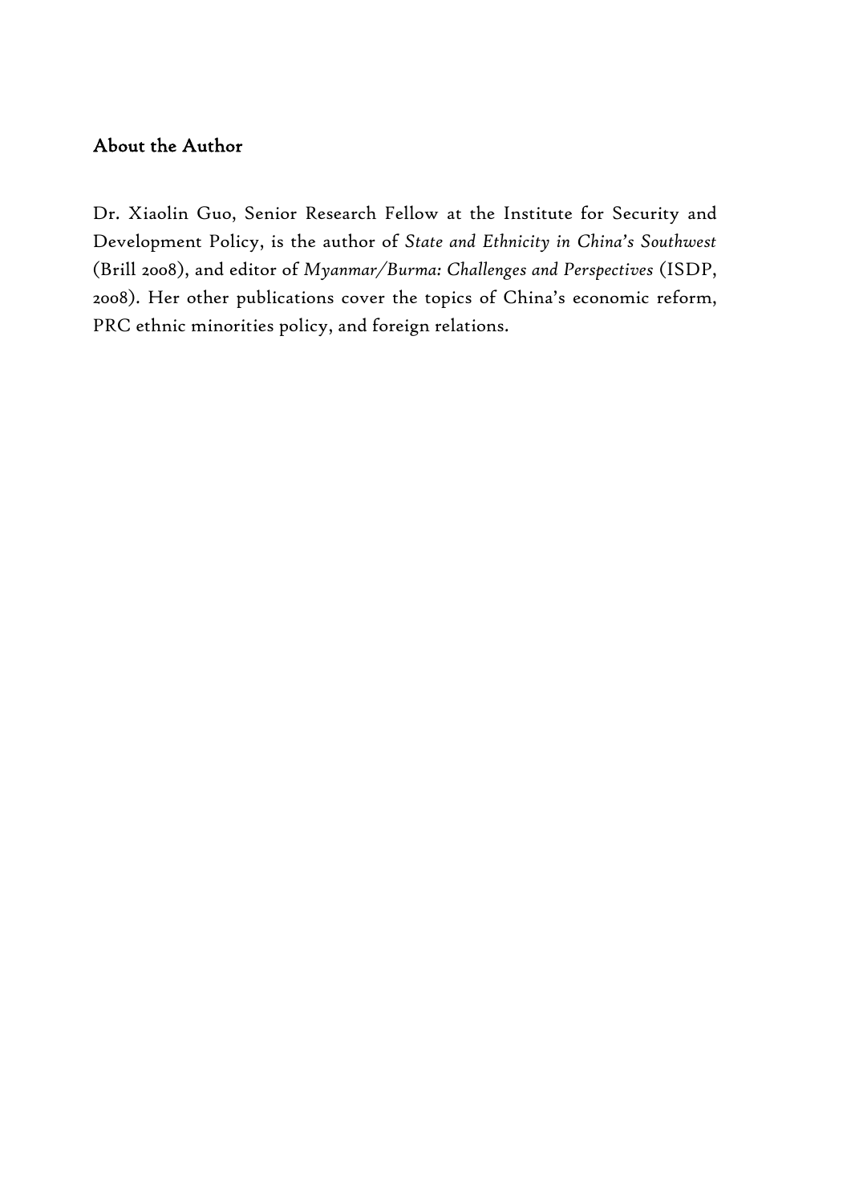## About the Author

Dr. Xiaolin Guo, Senior Research Fellow at the Institute for Security and Development Policy, is the author of *State and Ethnicity in China's Southwest* (Brill 2008), and editor of *Myanmar/Burma: Challenges and Perspectives* (ISDP, 2008). Her other publications cover the topics of China's economic reform, PRC ethnic minorities policy, and foreign relations.